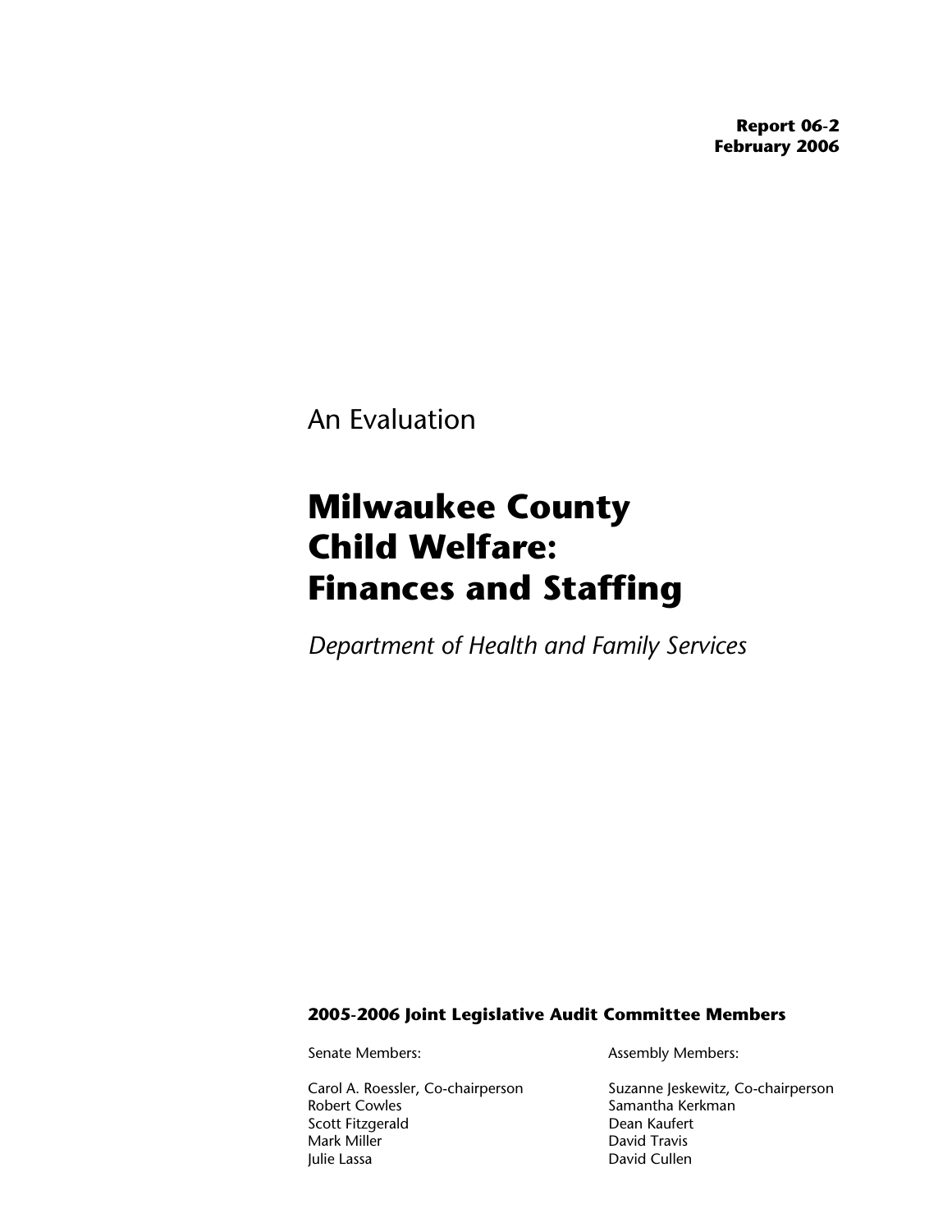**Report 06-2**
**February 2006**

An Evaluation

# Milwaukee County Child Welfare: Finances and Staffing

*Department of Health and Family Services*

**2005-2006 Joint Legislative Audit Committee Members**

Senate Members:

Carol A. Roessler, Co-chairperson
Robert Cowles
Scott Fitzgerald
Mark Miller
Julie Lassa

Assembly Members:

Suzanne Jeskewitz, Co-chairperson
Samantha Kerkman
Dean Kaufert
David Travis
David Cullen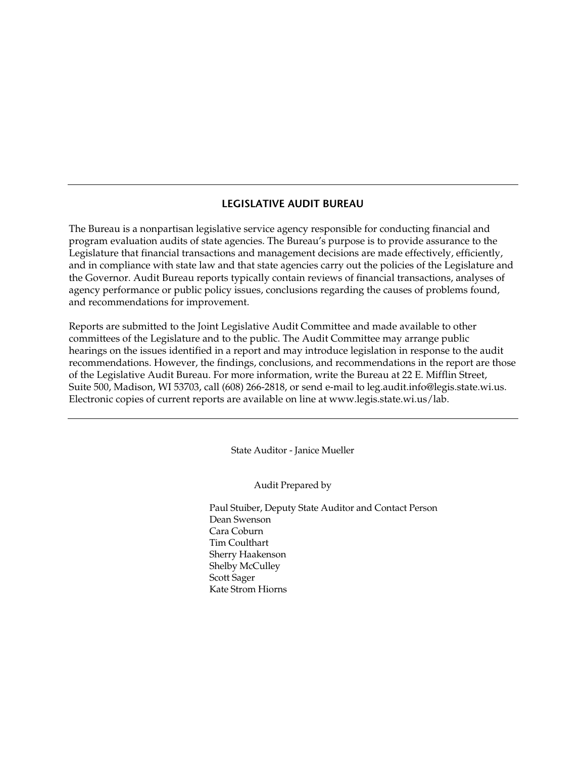## LEGISLATIVE AUDIT BUREAU

The Bureau is a nonpartisan legislative service agency responsible for conducting financial and program evaluation audits of state agencies. The Bureau's purpose is to provide assurance to the Legislature that financial transactions and management decisions are made effectively, efficiently, and in compliance with state law and that state agencies carry out the policies of the Legislature and the Governor. Audit Bureau reports typically contain reviews of financial transactions, analyses of agency performance or public policy issues, conclusions regarding the causes of problems found, and recommendations for improvement.

Reports are submitted to the Joint Legislative Audit Committee and made available to other committees of the Legislature and to the public. The Audit Committee may arrange public hearings on the issues identified in a report and may introduce legislation in response to the audit recommendations. However, the findings, conclusions, and recommendations in the report are those of the Legislative Audit Bureau. For more information, write the Bureau at 22 E. Mifflin Street, Suite 500, Madison, WI 53703, call (608) 266-2818, or send e-mail to leg.audit.info@legis.state.wi.us. Electronic copies of current reports are available on line at www.legis.state.wi.us/lab.

---

State Auditor - Janice Mueller

Audit Prepared by

Paul Stuiber, Deputy State Auditor and Contact Person
Dean Swenson
Cara Coburn
Tim Coulthart
Sherry Haakenson
Shelby McCulley
Scott Sager
Kate Strom Hiorns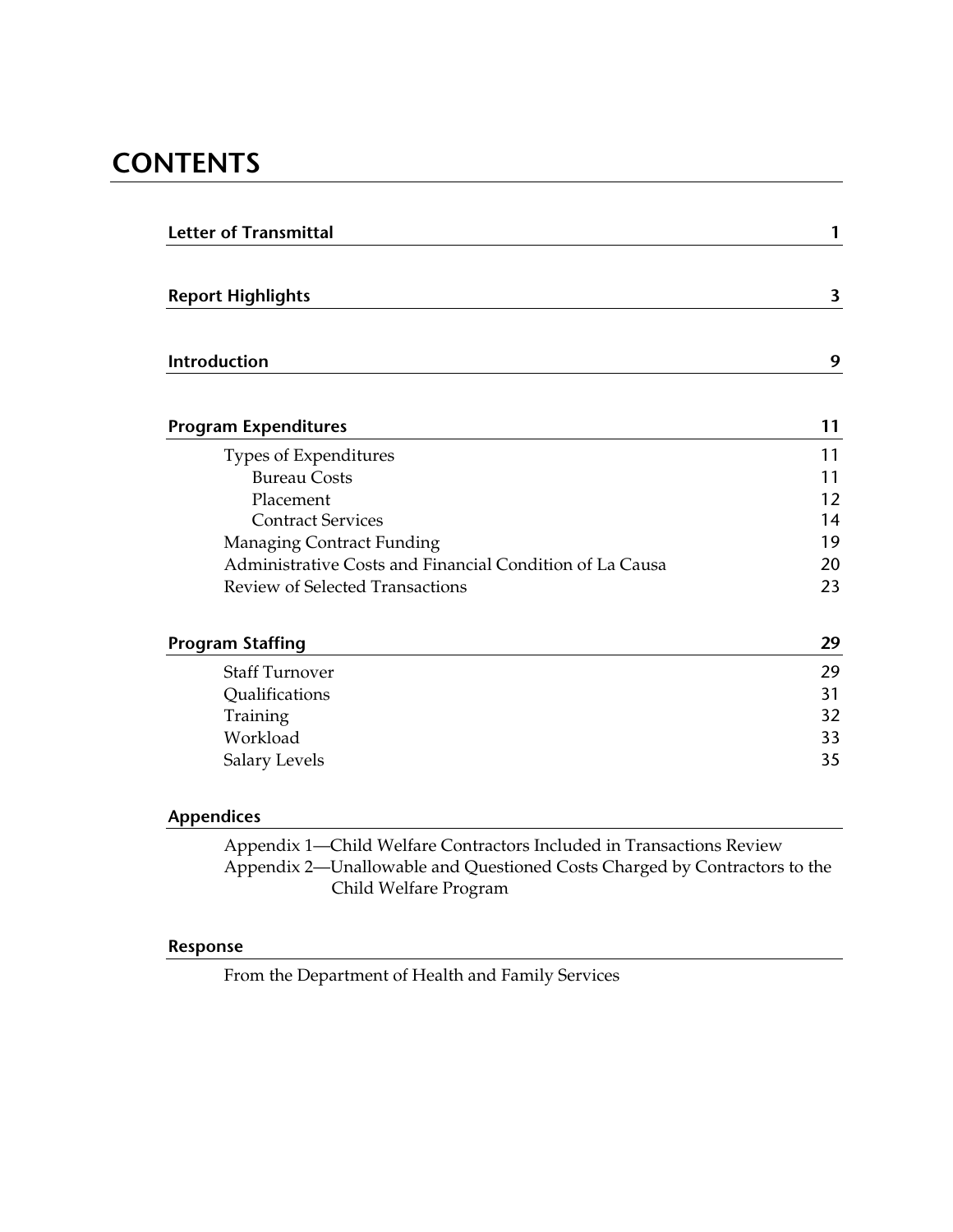# CONTENTS

| | |
|---|---|
| **Letter of Transmittal** | **1** |
| **Report Highlights** | **3** |
| **Introduction** | **9** |
| **Program Expenditures** | **11** |
| Types of Expenditures | 11 |
| Bureau Costs | 11 |
| Placement | 12 |
| Contract Services | 14 |
| Managing Contract Funding | 19 |
| Administrative Costs and Financial Condition of La Causa | 20 |
| Review of Selected Transactions | 23 |
| **Program Staffing** | **29** |
| Staff Turnover | 29 |
| Qualifications | 31 |
| Training | 32 |
| Workload | 33 |
| Salary Levels | 35 |

**Appendices**

Appendix 1—Child Welfare Contractors Included in Transactions Review
Appendix 2—Unallowable and Questioned Costs Charged by Contractors to the Child Welfare Program

**Response**

From the Department of Health and Family Services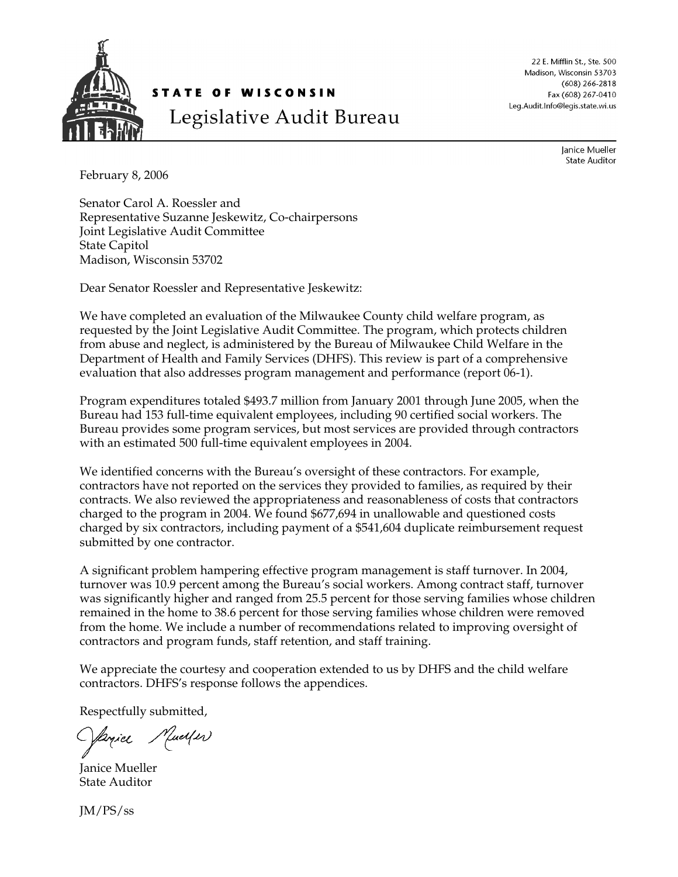**STATE OF WISCONSIN**

**Legislative Audit Bureau**

22 E. Mifflin St., Ste. 500
Madison, Wisconsin 53703
(608) 266-2818
Fax (608) 267-0410
Leg.Audit.Info@legis.state.wi.us

Janice Mueller
State Auditor

February 8, 2006

Senator Carol A. Roessler and
Representative Suzanne Jeskewitz, Co-chairpersons
Joint Legislative Audit Committee
State Capitol
Madison, Wisconsin 53702

Dear Senator Roessler and Representative Jeskewitz:

We have completed an evaluation of the Milwaukee County child welfare program, as requested by the Joint Legislative Audit Committee. The program, which protects children from abuse and neglect, is administered by the Bureau of Milwaukee Child Welfare in the Department of Health and Family Services (DHFS). This review is part of a comprehensive evaluation that also addresses program management and performance (report 06-1).

Program expenditures totaled $493.7 million from January 2001 through June 2005, when the Bureau had 153 full-time equivalent employees, including 90 certified social workers. The Bureau provides some program services, but most services are provided through contractors with an estimated 500 full-time equivalent employees in 2004.

We identified concerns with the Bureau's oversight of these contractors. For example, contractors have not reported on the services they provided to families, as required by their contracts. We also reviewed the appropriateness and reasonableness of costs that contractors charged to the program in 2004. We found $677,694 in unallowable and questioned costs charged by six contractors, including payment of a $541,604 duplicate reimbursement request submitted by one contractor.

A significant problem hampering effective program management is staff turnover. In 2004, turnover was 10.9 percent among the Bureau's social workers. Among contract staff, turnover was significantly higher and ranged from 25.5 percent for those serving families whose children remained in the home to 38.6 percent for those serving families whose children were removed from the home. We include a number of recommendations related to improving oversight of contractors and program funds, staff retention, and staff training.

We appreciate the courtesy and cooperation extended to us by DHFS and the child welfare contractors. DHFS's response follows the appendices.

Respectfully submitted,

Janice Mueller
State Auditor

JM/PS/ss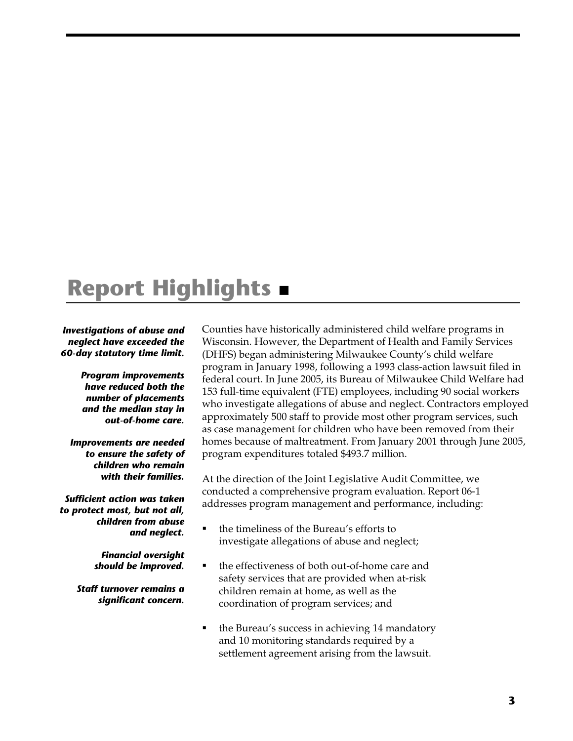# Report Highlights ▪

***Investigations of abuse and neglect have exceeded the 60-day statutory time limit.***

***Program improvements have reduced both the number of placements and the median stay in out-of-home care.***

***Improvements are needed to ensure the safety of children who remain with their families.***

***Sufficient action was taken to protect most, but not all, children from abuse and neglect.***

***Financial oversight should be improved.***

***Staff turnover remains a significant concern.***

Counties have historically administered child welfare programs in Wisconsin. However, the Department of Health and Family Services (DHFS) began administering Milwaukee County's child welfare program in January 1998, following a 1993 class-action lawsuit filed in federal court. In June 2005, its Bureau of Milwaukee Child Welfare had 153 full-time equivalent (FTE) employees, including 90 social workers who investigate allegations of abuse and neglect. Contractors employed approximately 500 staff to provide most other program services, such as case management for children who have been removed from their homes because of maltreatment. From January 2001 through June 2005, program expenditures totaled $493.7 million.

At the direction of the Joint Legislative Audit Committee, we conducted a comprehensive program evaluation. Report 06-1 addresses program management and performance, including:

- the timeliness of the Bureau's efforts to investigate allegations of abuse and neglect;
- the effectiveness of both out-of-home care and safety services that are provided when at-risk children remain at home, as well as the coordination of program services; and
- the Bureau's success in achieving 14 mandatory and 10 monitoring standards required by a settlement agreement arising from the lawsuit.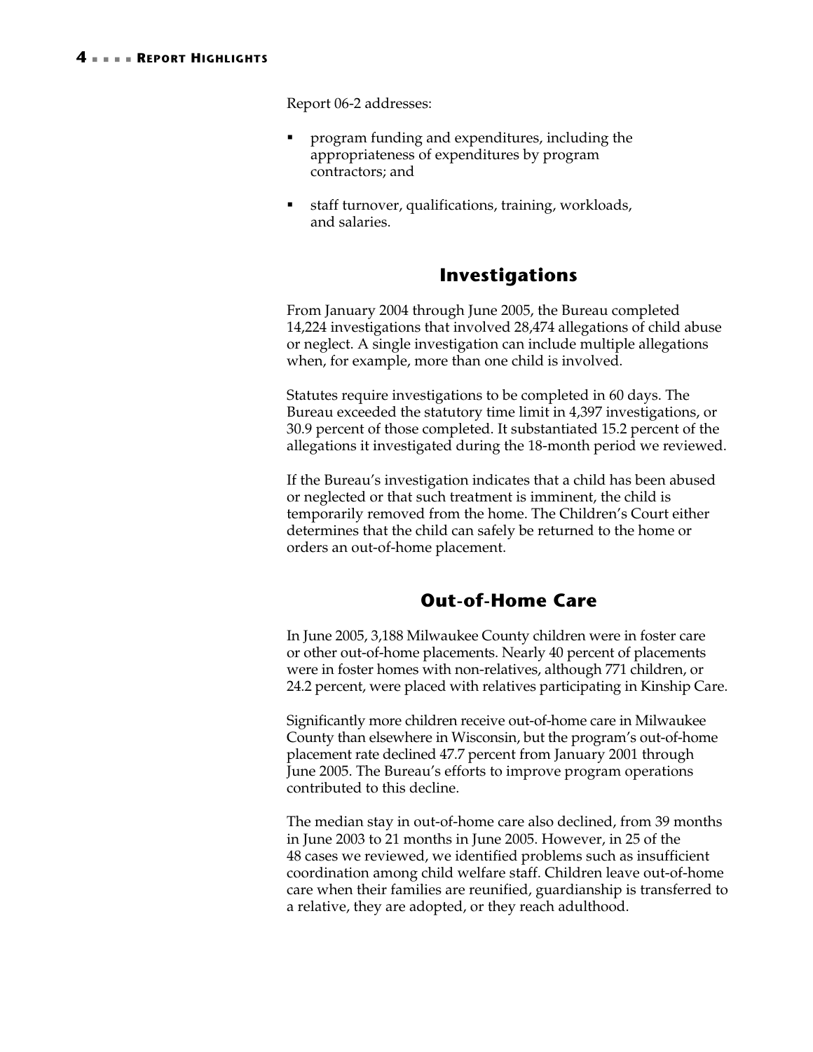Report 06-2 addresses:

- program funding and expenditures, including the appropriateness of expenditures by program contractors; and
- staff turnover, qualifications, training, workloads, and salaries.

## Investigations

From January 2004 through June 2005, the Bureau completed 14,224 investigations that involved 28,474 allegations of child abuse or neglect. A single investigation can include multiple allegations when, for example, more than one child is involved.

Statutes require investigations to be completed in 60 days. The Bureau exceeded the statutory time limit in 4,397 investigations, or 30.9 percent of those completed. It substantiated 15.2 percent of the allegations it investigated during the 18-month period we reviewed.

If the Bureau's investigation indicates that a child has been abused or neglected or that such treatment is imminent, the child is temporarily removed from the home. The Children's Court either determines that the child can safely be returned to the home or orders an out-of-home placement.

## Out-of-Home Care

In June 2005, 3,188 Milwaukee County children were in foster care or other out-of-home placements. Nearly 40 percent of placements were in foster homes with non-relatives, although 771 children, or 24.2 percent, were placed with relatives participating in Kinship Care.

Significantly more children receive out-of-home care in Milwaukee County than elsewhere in Wisconsin, but the program's out-of-home placement rate declined 47.7 percent from January 2001 through June 2005. The Bureau's efforts to improve program operations contributed to this decline.

The median stay in out-of-home care also declined, from 39 months in June 2003 to 21 months in June 2005. However, in 25 of the 48 cases we reviewed, we identified problems such as insufficient coordination among child welfare staff. Children leave out-of-home care when their families are reunified, guardianship is transferred to a relative, they are adopted, or they reach adulthood.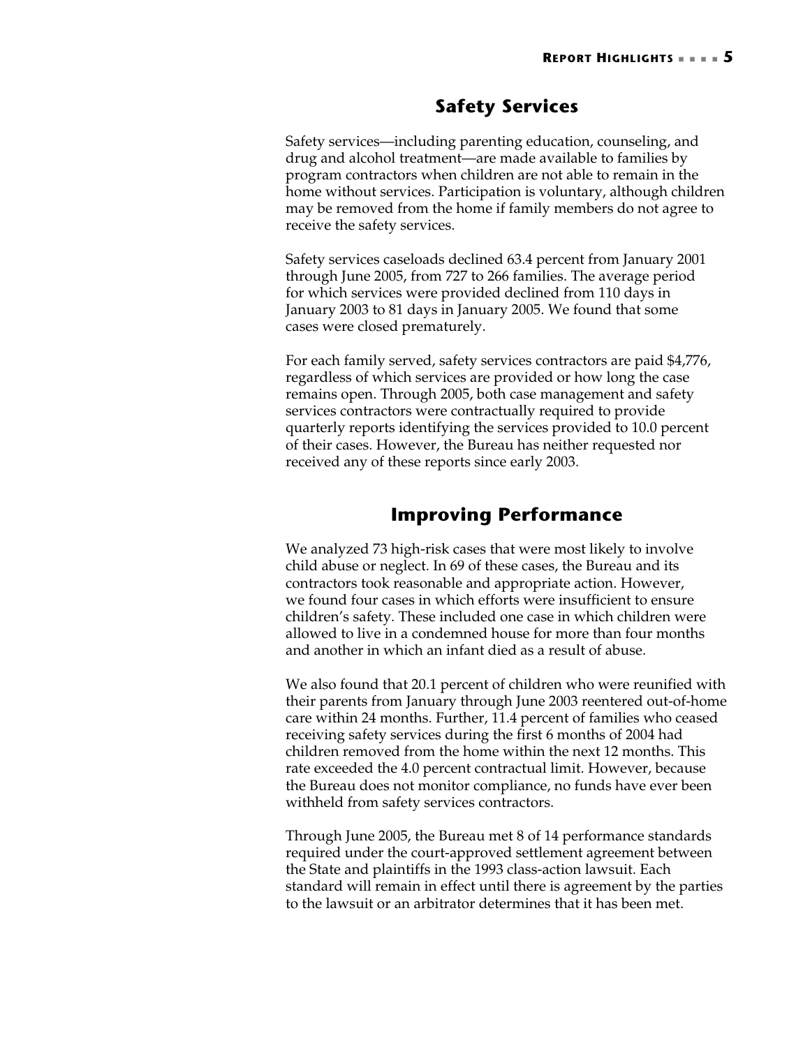## Safety Services

Safety services—including parenting education, counseling, and drug and alcohol treatment—are made available to families by program contractors when children are not able to remain in the home without services. Participation is voluntary, although children may be removed from the home if family members do not agree to receive the safety services.

Safety services caseloads declined 63.4 percent from January 2001 through June 2005, from 727 to 266 families. The average period for which services were provided declined from 110 days in January 2003 to 81 days in January 2005. We found that some cases were closed prematurely.

For each family served, safety services contractors are paid $4,776, regardless of which services are provided or how long the case remains open. Through 2005, both case management and safety services contractors were contractually required to provide quarterly reports identifying the services provided to 10.0 percent of their cases. However, the Bureau has neither requested nor received any of these reports since early 2003.

## Improving Performance

We analyzed 73 high-risk cases that were most likely to involve child abuse or neglect. In 69 of these cases, the Bureau and its contractors took reasonable and appropriate action. However, we found four cases in which efforts were insufficient to ensure children's safety. These included one case in which children were allowed to live in a condemned house for more than four months and another in which an infant died as a result of abuse.

We also found that 20.1 percent of children who were reunified with their parents from January through June 2003 reentered out-of-home care within 24 months. Further, 11.4 percent of families who ceased receiving safety services during the first 6 months of 2004 had children removed from the home within the next 12 months. This rate exceeded the 4.0 percent contractual limit. However, because the Bureau does not monitor compliance, no funds have ever been withheld from safety services contractors.

Through June 2005, the Bureau met 8 of 14 performance standards required under the court-approved settlement agreement between the State and plaintiffs in the 1993 class-action lawsuit. Each standard will remain in effect until there is agreement by the parties to the lawsuit or an arbitrator determines that it has been met.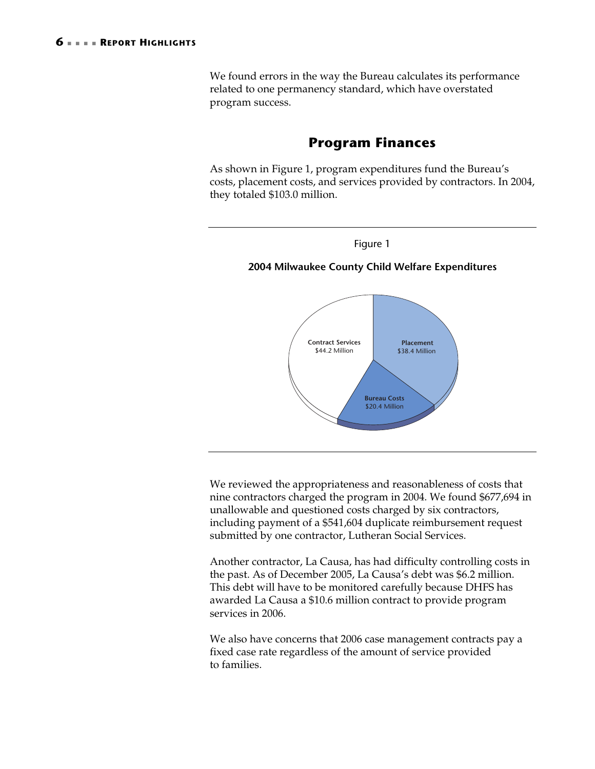We found errors in the way the Bureau calculates its performance related to one permanency standard, which have overstated program success.

## Program Finances

As shown in Figure 1, program expenditures fund the Bureau's costs, placement costs, and services provided by contractors. In 2004, they totaled $103.0 million.

Figure 1

**2004 Milwaukee County Child Welfare Expenditures**

**Contract Services**
$44.2 Million

**Placement**
$38.4 Million

**Bureau Costs**
$20.4 Million

We reviewed the appropriateness and reasonableness of costs that nine contractors charged the program in 2004. We found $677,694 in unallowable and questioned costs charged by six contractors, including payment of a $541,604 duplicate reimbursement request submitted by one contractor, Lutheran Social Services.

Another contractor, La Causa, has had difficulty controlling costs in the past. As of December 2005, La Causa's debt was $6.2 million. This debt will have to be monitored carefully because DHFS has awarded La Causa a $10.6 million contract to provide program services in 2006.

We also have concerns that 2006 case management contracts pay a fixed case rate regardless of the amount of service provided to families.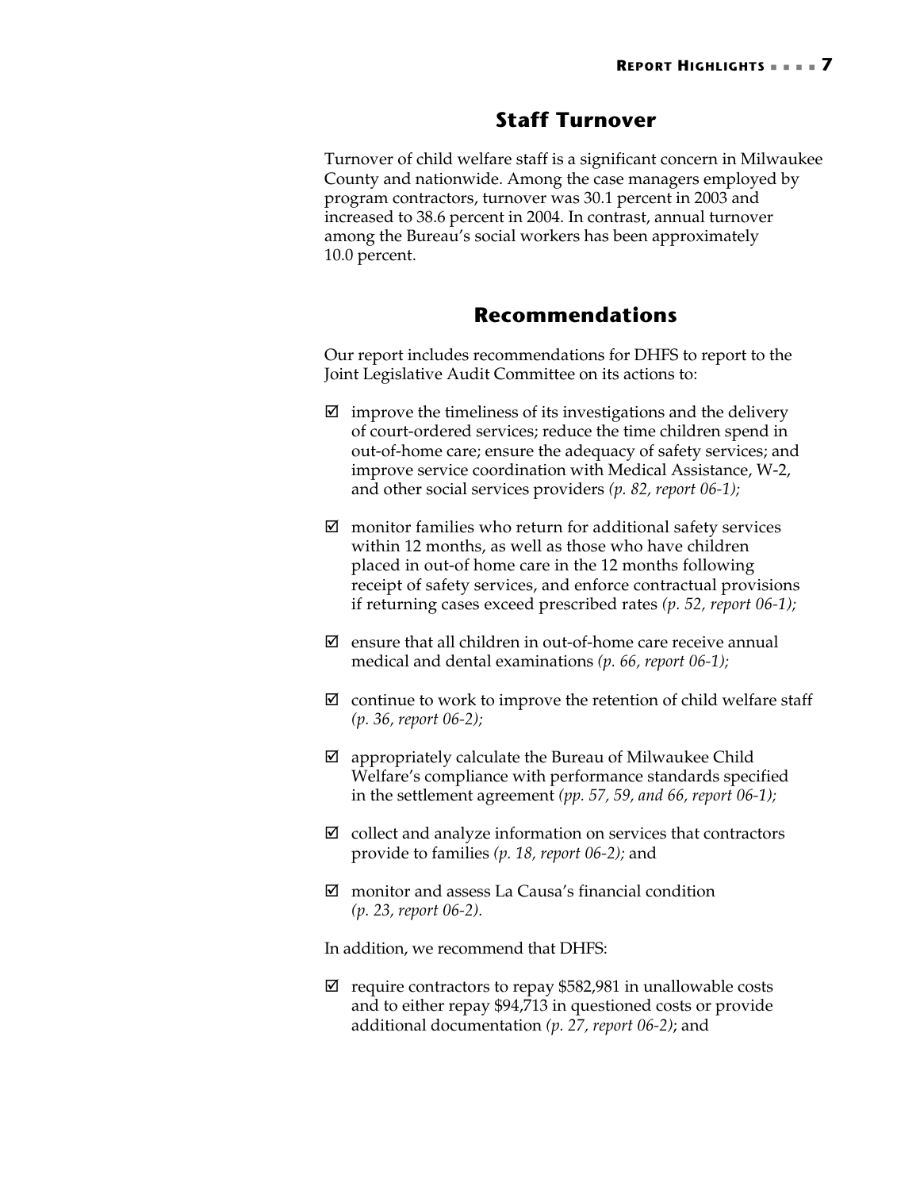## Staff Turnover

Turnover of child welfare staff is a significant concern in Milwaukee County and nationwide. Among the case managers employed by program contractors, turnover was 30.1 percent in 2003 and increased to 38.6 percent in 2004. In contrast, annual turnover among the Bureau's social workers has been approximately 10.0 percent.

## Recommendations

Our report includes recommendations for DHFS to report to the Joint Legislative Audit Committee on its actions to:

- ☑ improve the timeliness of its investigations and the delivery of court-ordered services; reduce the time children spend in out-of-home care; ensure the adequacy of safety services; and improve service coordination with Medical Assistance, W-2, and other social services providers *(p. 82, report 06-1);*

- ☑ monitor families who return for additional safety services within 12 months, as well as those who have children placed in out-of home care in the 12 months following receipt of safety services, and enforce contractual provisions if returning cases exceed prescribed rates *(p. 52, report 06-1);*

- ☑ ensure that all children in out-of-home care receive annual medical and dental examinations *(p. 66, report 06-1);*

- ☑ continue to work to improve the retention of child welfare staff *(p. 36, report 06-2);*

- ☑ appropriately calculate the Bureau of Milwaukee Child Welfare's compliance with performance standards specified in the settlement agreement *(pp. 57, 59, and 66, report 06-1);*

- ☑ collect and analyze information on services that contractors provide to families *(p. 18, report 06-2);* and

- ☑ monitor and assess La Causa's financial condition *(p. 23, report 06-2).*

In addition, we recommend that DHFS:

- ☑ require contractors to repay $582,981 in unallowable costs and to either repay $94,713 in questioned costs or provide additional documentation *(p. 27, report 06-2)*; and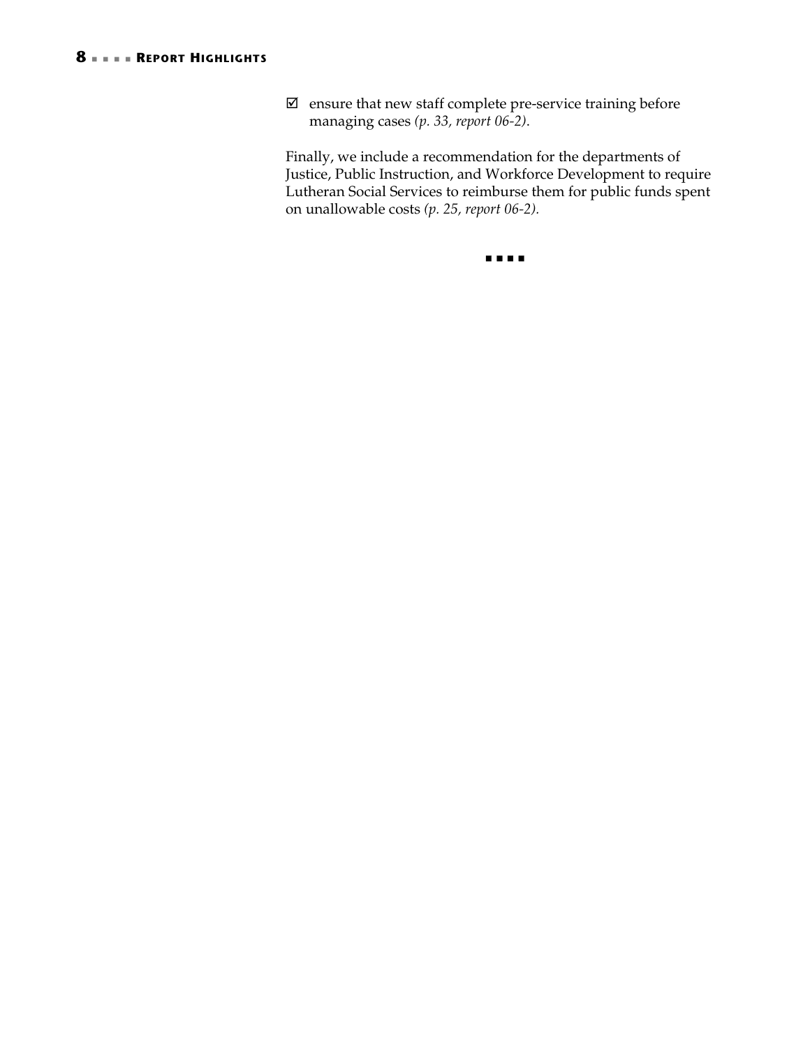- ☑ ensure that new staff complete pre-service training before managing cases *(p. 33, report 06-2)*.

Finally, we include a recommendation for the departments of Justice, Public Instruction, and Workforce Development to require Lutheran Social Services to reimburse them for public funds spent on unallowable costs *(p. 25, report 06-2).*

■ ■ ■ ■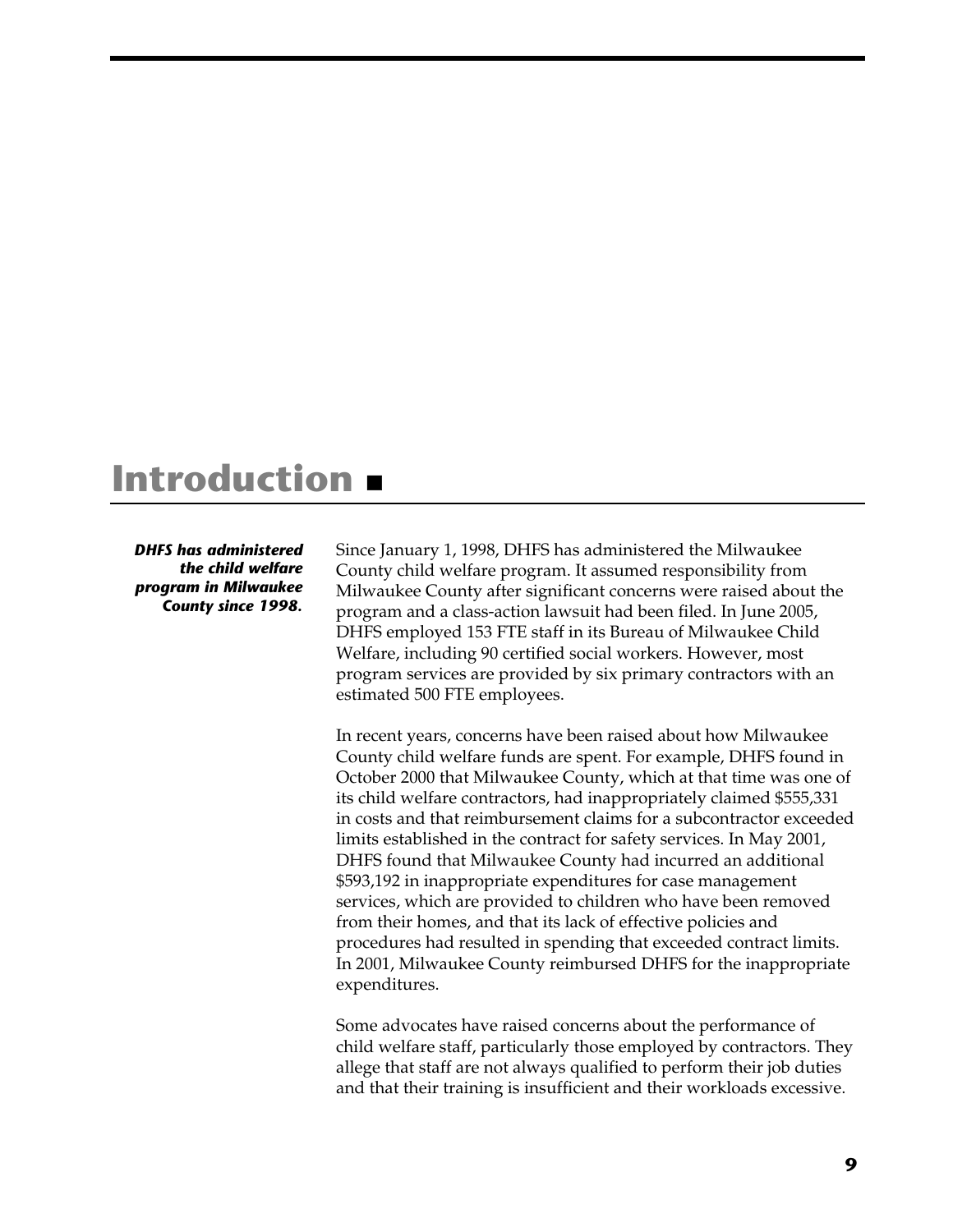# Introduction ■

***DHFS has administered the child welfare program in Milwaukee County since 1998.***

Since January 1, 1998, DHFS has administered the Milwaukee County child welfare program. It assumed responsibility from Milwaukee County after significant concerns were raised about the program and a class-action lawsuit had been filed. In June 2005, DHFS employed 153 FTE staff in its Bureau of Milwaukee Child Welfare, including 90 certified social workers. However, most program services are provided by six primary contractors with an estimated 500 FTE employees.

In recent years, concerns have been raised about how Milwaukee County child welfare funds are spent. For example, DHFS found in October 2000 that Milwaukee County, which at that time was one of its child welfare contractors, had inappropriately claimed $555,331 in costs and that reimbursement claims for a subcontractor exceeded limits established in the contract for safety services. In May 2001, DHFS found that Milwaukee County had incurred an additional $593,192 in inappropriate expenditures for case management services, which are provided to children who have been removed from their homes, and that its lack of effective policies and procedures had resulted in spending that exceeded contract limits. In 2001, Milwaukee County reimbursed DHFS for the inappropriate expenditures.

Some advocates have raised concerns about the performance of child welfare staff, particularly those employed by contractors. They allege that staff are not always qualified to perform their job duties and that their training is insufficient and their workloads excessive.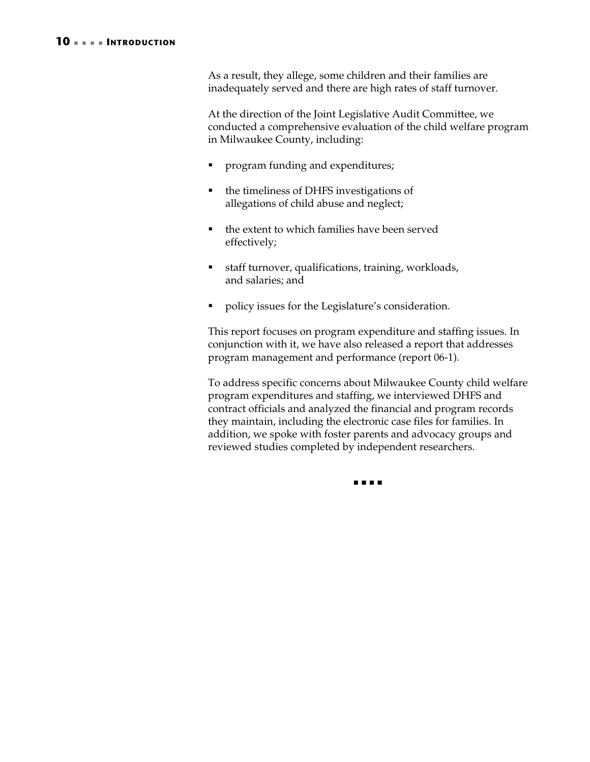As a result, they allege, some children and their families are inadequately served and there are high rates of staff turnover.

At the direction of the Joint Legislative Audit Committee, we conducted a comprehensive evaluation of the child welfare program in Milwaukee County, including:

- program funding and expenditures;
- the timeliness of DHFS investigations of allegations of child abuse and neglect;
- the extent to which families have been served effectively;
- staff turnover, qualifications, training, workloads, and salaries; and
- policy issues for the Legislature's consideration.

This report focuses on program expenditure and staffing issues. In conjunction with it, we have also released a report that addresses program management and performance (report 06-1).

To address specific concerns about Milwaukee County child welfare program expenditures and staffing, we interviewed DHFS and contract officials and analyzed the financial and program records they maintain, including the electronic case files for families. In addition, we spoke with foster parents and advocacy groups and reviewed studies completed by independent researchers.

■ ■ ■ ■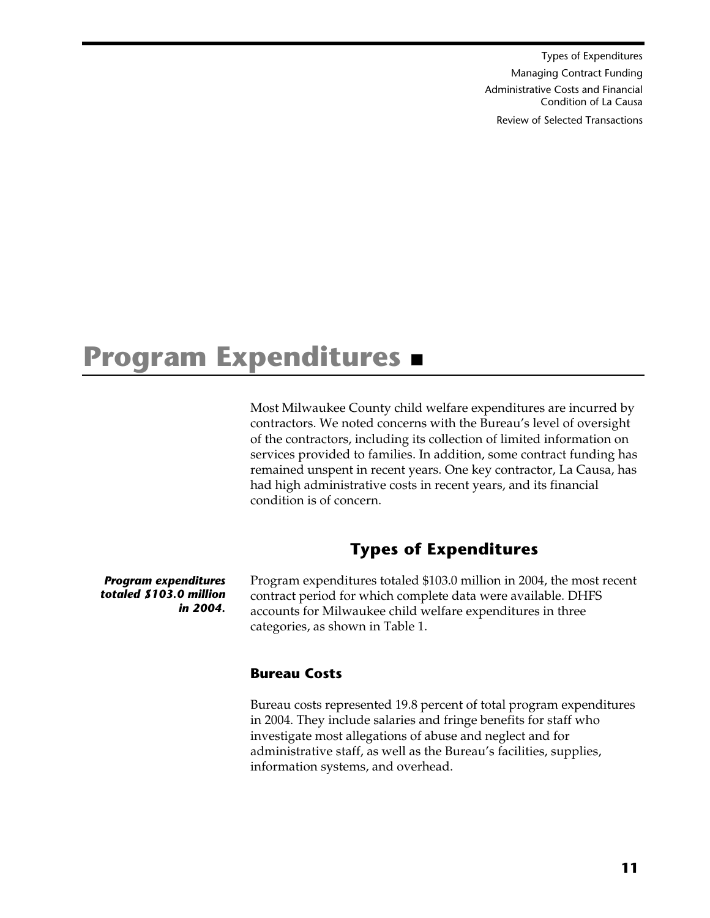Types of Expenditures

Managing Contract Funding

Administrative Costs and Financial Condition of La Causa

Review of Selected Transactions

# Program Expenditures ■

Most Milwaukee County child welfare expenditures are incurred by contractors. We noted concerns with the Bureau's level of oversight of the contractors, including its collection of limited information on services provided to families. In addition, some contract funding has remained unspent in recent years. One key contractor, La Causa, has had high administrative costs in recent years, and its financial condition is of concern.

## Types of Expenditures

***Program expenditures totaled $103.0 million in 2004.***

Program expenditures totaled $103.0 million in 2004, the most recent contract period for which complete data were available. DHFS accounts for Milwaukee child welfare expenditures in three categories, as shown in Table 1.

### Bureau Costs

Bureau costs represented 19.8 percent of total program expenditures in 2004. They include salaries and fringe benefits for staff who investigate most allegations of abuse and neglect and for administrative staff, as well as the Bureau's facilities, supplies, information systems, and overhead.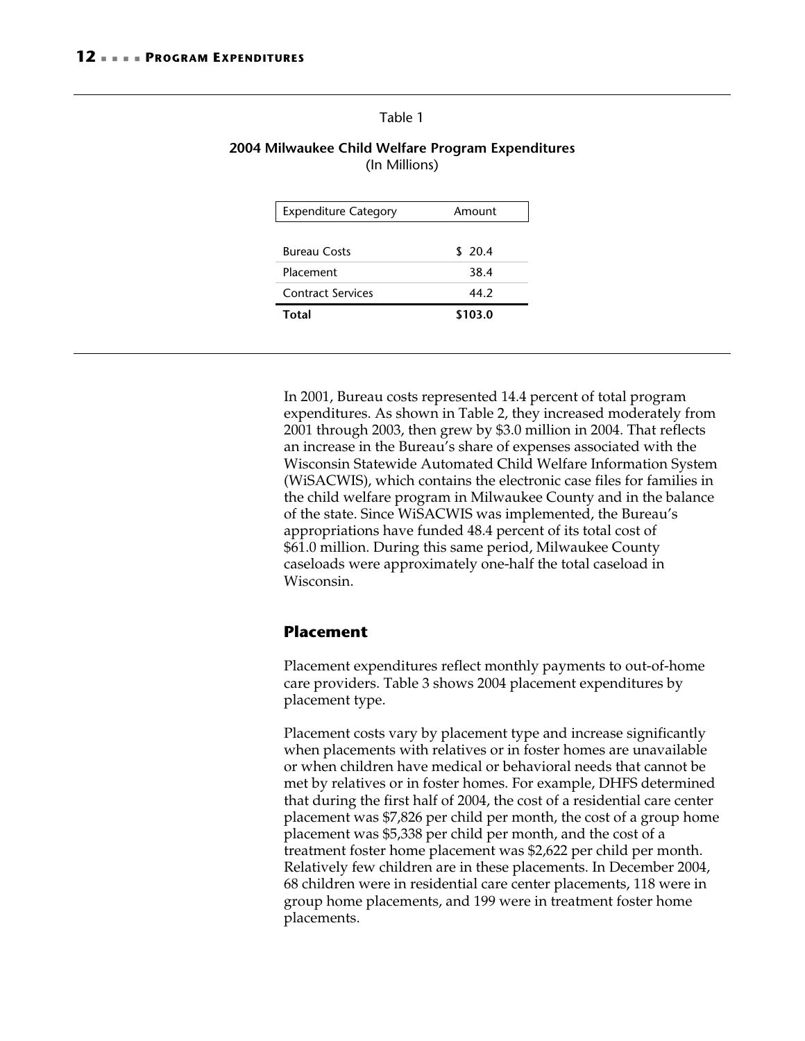Table 1

**2004 Milwaukee Child Welfare Program Expenditures**
(In Millions)

| Expenditure Category | Amount |
|---|---|
| Bureau Costs | $ 20.4 |
| Placement | 38.4 |
| Contract Services | 44.2 |
| **Total** | **$103.0** |

In 2001, Bureau costs represented 14.4 percent of total program expenditures. As shown in Table 2, they increased moderately from 2001 through 2003, then grew by $3.0 million in 2004. That reflects an increase in the Bureau's share of expenses associated with the Wisconsin Statewide Automated Child Welfare Information System (WiSACWIS), which contains the electronic case files for families in the child welfare program in Milwaukee County and in the balance of the state. Since WiSACWIS was implemented, the Bureau's appropriations have funded 48.4 percent of its total cost of $61.0 million. During this same period, Milwaukee County caseloads were approximately one-half the total caseload in Wisconsin.

## Placement

Placement expenditures reflect monthly payments to out-of-home care providers. Table 3 shows 2004 placement expenditures by placement type.

Placement costs vary by placement type and increase significantly when placements with relatives or in foster homes are unavailable or when children have medical or behavioral needs that cannot be met by relatives or in foster homes. For example, DHFS determined that during the first half of 2004, the cost of a residential care center placement was $7,826 per child per month, the cost of a group home placement was $5,338 per child per month, and the cost of a treatment foster home placement was $2,622 per child per month. Relatively few children are in these placements. In December 2004, 68 children were in residential care center placements, 118 were in group home placements, and 199 were in treatment foster home placements.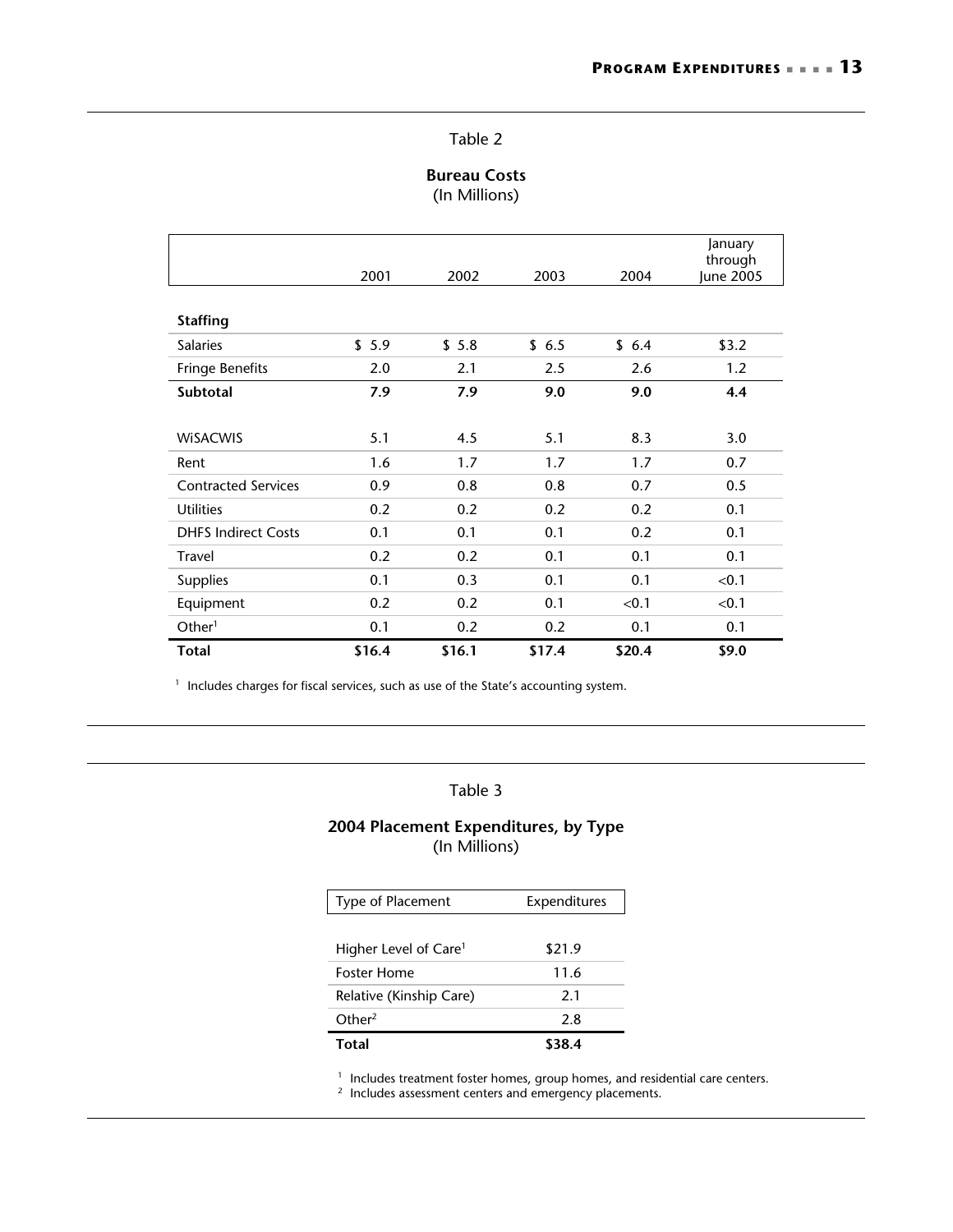Table 2

**Bureau Costs**
(In Millions)

| | 2001 | 2002 | 2003 | 2004 | January through June 2005 |
|---|---|---|---|---|---|
| **Staffing** | | | | | |
| Salaries | $ 5.9 | $ 5.8 | $ 6.5 | $ 6.4 | $3.2 |
| Fringe Benefits | 2.0 | 2.1 | 2.5 | 2.6 | 1.2 |
| **Subtotal** | **7.9** | **7.9** | **9.0** | **9.0** | **4.4** |
| WiSACWIS | 5.1 | 4.5 | 5.1 | 8.3 | 3.0 |
| Rent | 1.6 | 1.7 | 1.7 | 1.7 | 0.7 |
| Contracted Services | 0.9 | 0.8 | 0.8 | 0.7 | 0.5 |
| Utilities | 0.2 | 0.2 | 0.2 | 0.2 | 0.1 |
| DHFS Indirect Costs | 0.1 | 0.1 | 0.1 | 0.2 | 0.1 |
| Travel | 0.2 | 0.2 | 0.1 | 0.1 | 0.1 |
| Supplies | 0.1 | 0.3 | 0.1 | 0.1 | <0.1 |
| Equipment | 0.2 | 0.2 | 0.1 | <0.1 | <0.1 |
| Other[1] | 0.1 | 0.2 | 0.2 | 0.1 | 0.1 |
| **Total** | **$16.4** | **$16.1** | **$17.4** | **$20.4** | **$9.0** |

[1] Includes charges for fiscal services, such as use of the State's accounting system.

Table 3

**2004 Placement Expenditures, by Type**
(In Millions)

| Type of Placement | Expenditures |
|---|---|
| Higher Level of Care[1] | $21.9 |
| Foster Home | 11.6 |
| Relative (Kinship Care) | 2.1 |
| Other[2] | 2.8 |
| **Total** | **$38.4** |

[1] Includes treatment foster homes, group homes, and residential care centers.
[2] Includes assessment centers and emergency placements.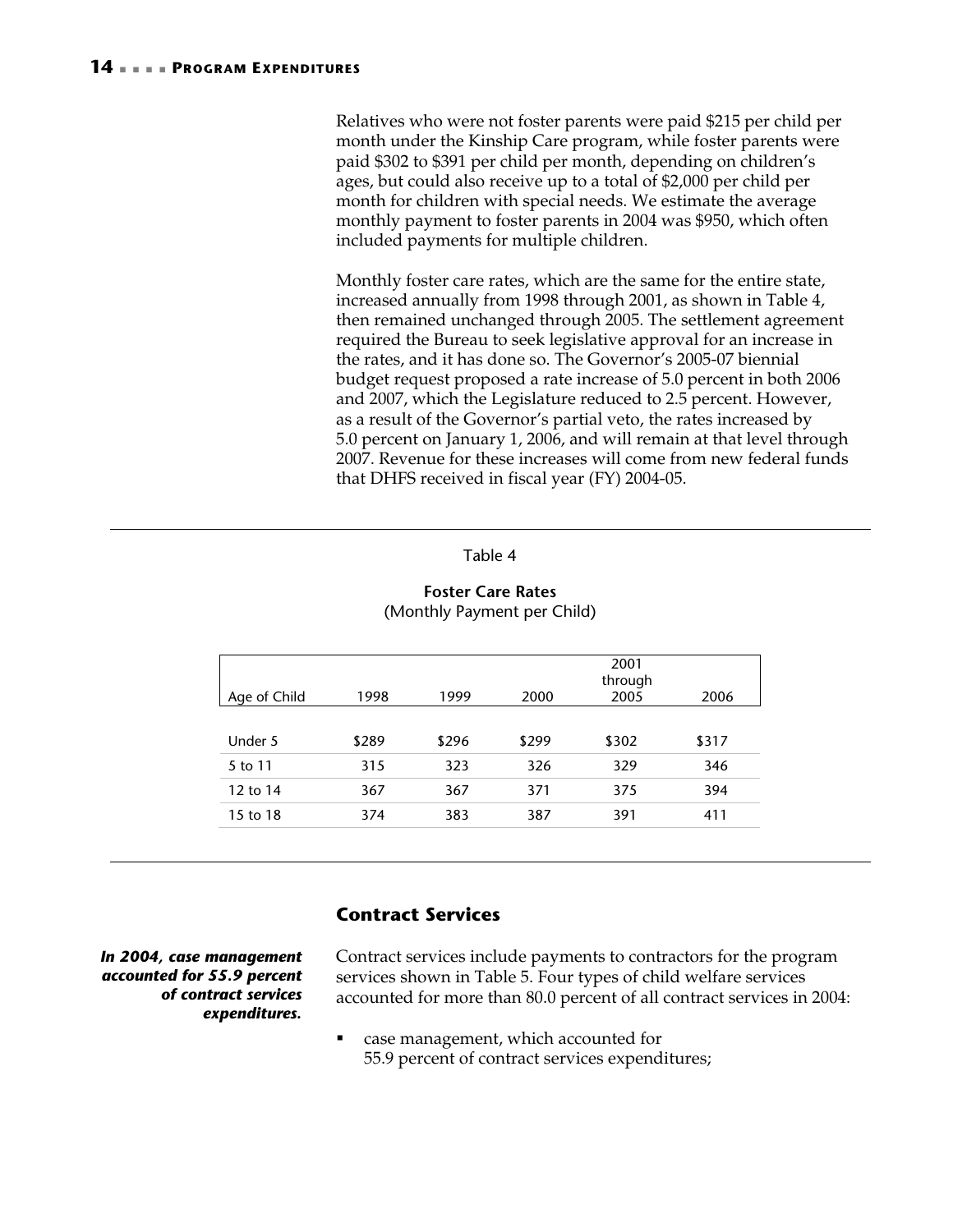Relatives who were not foster parents were paid $215 per child per month under the Kinship Care program, while foster parents were paid $302 to $391 per child per month, depending on children's ages, but could also receive up to a total of $2,000 per child per month for children with special needs. We estimate the average monthly payment to foster parents in 2004 was $950, which often included payments for multiple children.

Monthly foster care rates, which are the same for the entire state, increased annually from 1998 through 2001, as shown in Table 4, then remained unchanged through 2005. The settlement agreement required the Bureau to seek legislative approval for an increase in the rates, and it has done so. The Governor's 2005-07 biennial budget request proposed a rate increase of 5.0 percent in both 2006 and 2007, which the Legislature reduced to 2.5 percent. However, as a result of the Governor's partial veto, the rates increased by 5.0 percent on January 1, 2006, and will remain at that level through 2007. Revenue for these increases will come from new federal funds that DHFS received in fiscal year (FY) 2004-05.

Table 4

**Foster Care Rates**
(Monthly Payment per Child)

| Age of Child | 1998 | 1999 | 2000 | 2001 through 2005 | 2006 |
|---|---|---|---|---|---|
| Under 5 | $289 | $296 | $299 | $302 | $317 |
| 5 to 11 | 315 | 323 | 326 | 329 | 346 |
| 12 to 14 | 367 | 367 | 371 | 375 | 394 |
| 15 to 18 | 374 | 383 | 387 | 391 | 411 |

## Contract Services

***In 2004, case management accounted for 55.9 percent of contract services expenditures.***

Contract services include payments to contractors for the program services shown in Table 5. Four types of child welfare services accounted for more than 80.0 percent of all contract services in 2004:

- case management, which accounted for 55.9 percent of contract services expenditures;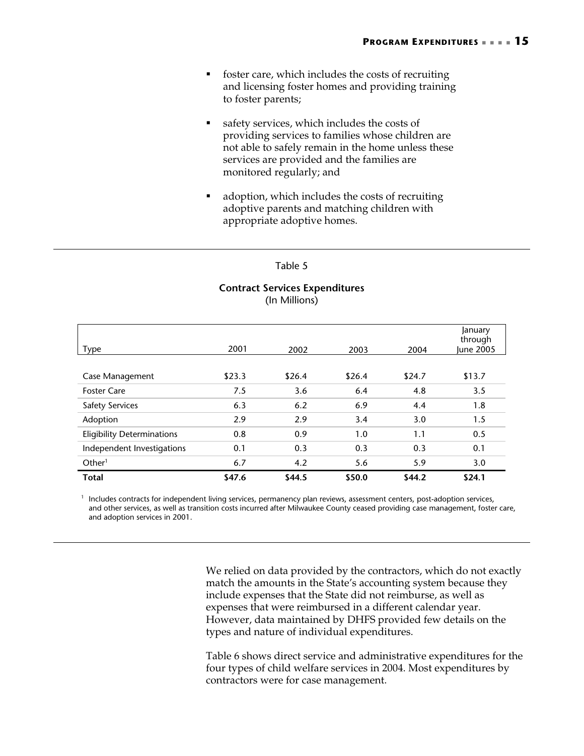- foster care, which includes the costs of recruiting and licensing foster homes and providing training to foster parents;
- safety services, which includes the costs of providing services to families whose children are not able to safely remain in the home unless these services are provided and the families are monitored regularly; and
- adoption, which includes the costs of recruiting adoptive parents and matching children with appropriate adoptive homes.

Table 5

**Contract Services Expenditures**
(In Millions)

| Type | 2001 | 2002 | 2003 | 2004 | January through June 2005 |
|---|---|---|---|---|---|
| Case Management | $23.3 | $26.4 | $26.4 | $24.7 | $13.7 |
| Foster Care | 7.5 | 3.6 | 6.4 | 4.8 | 3.5 |
| Safety Services | 6.3 | 6.2 | 6.9 | 4.4 | 1.8 |
| Adoption | 2.9 | 2.9 | 3.4 | 3.0 | 1.5 |
| Eligibility Determinations | 0.8 | 0.9 | 1.0 | 1.1 | 0.5 |
| Independent Investigations | 0.1 | 0.3 | 0.3 | 0.3 | 0.1 |
| Other[1] | 6.7 | 4.2 | 5.6 | 5.9 | 3.0 |
| **Total** | **$47.6** | **$44.5** | **$50.0** | **$44.2** | **$24.1** |

[1] Includes contracts for independent living services, permanency plan reviews, assessment centers, post-adoption services, and other services, as well as transition costs incurred after Milwaukee County ceased providing case management, foster care, and adoption services in 2001.

We relied on data provided by the contractors, which do not exactly match the amounts in the State's accounting system because they include expenses that the State did not reimburse, as well as expenses that were reimbursed in a different calendar year. However, data maintained by DHFS provided few details on the types and nature of individual expenditures.

Table 6 shows direct service and administrative expenditures for the four types of child welfare services in 2004. Most expenditures by contractors were for case management.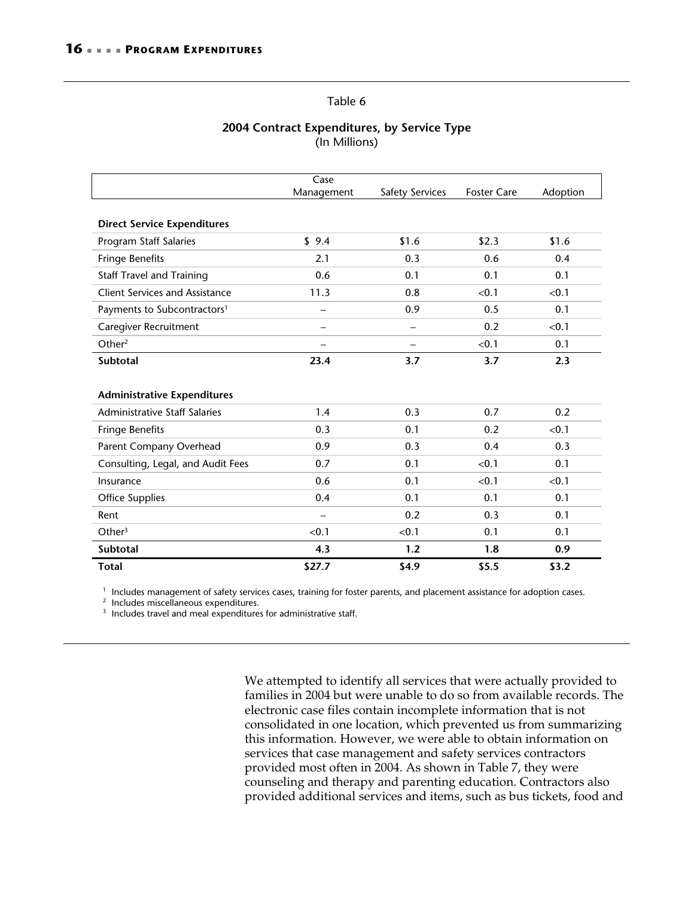Table 6

**2004 Contract Expenditures, by Service Type**
(In Millions)

| | Case Management | Safety Services | Foster Care | Adoption |
|---|---|---|---|---|
| **Direct Service Expenditures** | | | | |
| Program Staff Salaries | $ 9.4 | $1.6 | $2.3 | $1.6 |
| Fringe Benefits | 2.1 | 0.3 | 0.6 | 0.4 |
| Staff Travel and Training | 0.6 | 0.1 | 0.1 | 0.1 |
| Client Services and Assistance | 11.3 | 0.8 | <0.1 | <0.1 |
| Payments to Subcontractors[1] | – | 0.9 | 0.5 | 0.1 |
| Caregiver Recruitment | – | – | 0.2 | <0.1 |
| Other[2] | – | – | <0.1 | 0.1 |
| **Subtotal** | **23.4** | **3.7** | **3.7** | **2.3** |
| **Administrative Expenditures** | | | | |
| Administrative Staff Salaries | 1.4 | 0.3 | 0.7 | 0.2 |
| Fringe Benefits | 0.3 | 0.1 | 0.2 | <0.1 |
| Parent Company Overhead | 0.9 | 0.3 | 0.4 | 0.3 |
| Consulting, Legal, and Audit Fees | 0.7 | 0.1 | <0.1 | 0.1 |
| Insurance | 0.6 | 0.1 | <0.1 | <0.1 |
| Office Supplies | 0.4 | 0.1 | 0.1 | 0.1 |
| Rent | – | 0.2 | 0.3 | 0.1 |
| Other[3] | <0.1 | <0.1 | 0.1 | 0.1 |
| **Subtotal** | **4.3** | **1.2** | **1.8** | **0.9** |
| **Total** | **$27.7** | **$4.9** | **$5.5** | **$3.2** |

[1] Includes management of safety services cases, training for foster parents, and placement assistance for adoption cases.
[2] Includes miscellaneous expenditures.
[3] Includes travel and meal expenditures for administrative staff.

We attempted to identify all services that were actually provided to families in 2004 but were unable to do so from available records. The electronic case files contain incomplete information that is not consolidated in one location, which prevented us from summarizing this information. However, we were able to obtain information on services that case management and safety services contractors provided most often in 2004. As shown in Table 7, they were counseling and therapy and parenting education. Contractors also provided additional services and items, such as bus tickets, food and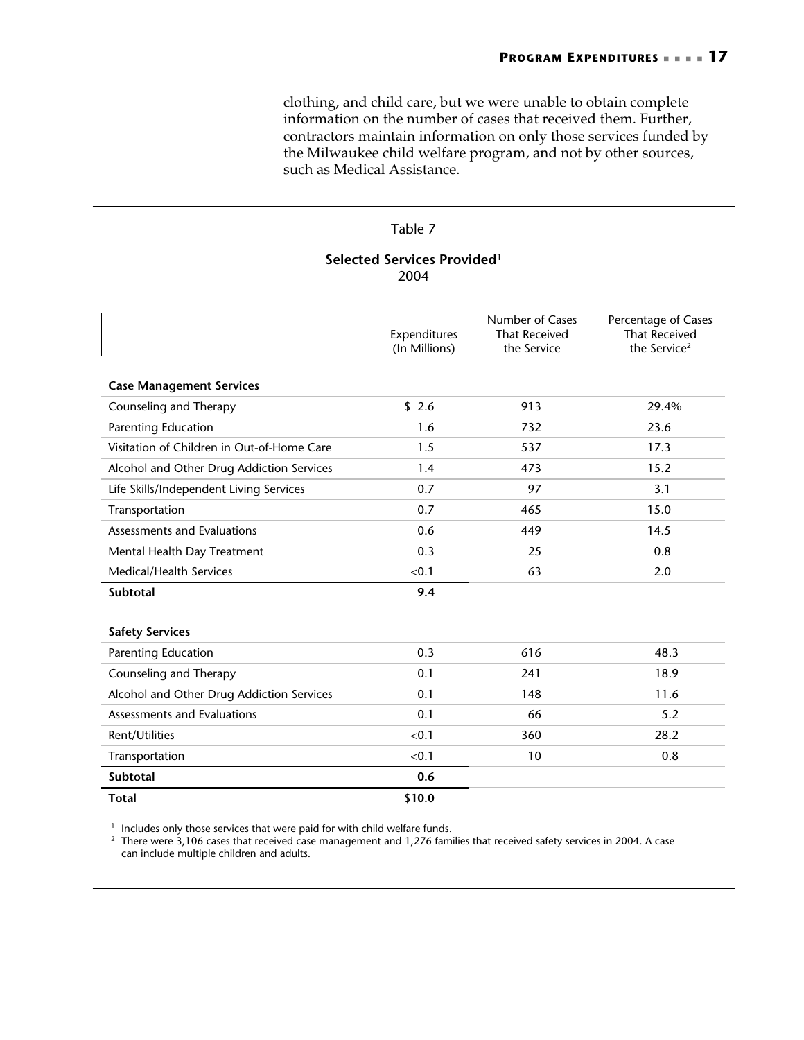clothing, and child care, but we were unable to obtain complete information on the number of cases that received them. Further, contractors maintain information on only those services funded by the Milwaukee child welfare program, and not by other sources, such as Medical Assistance.

Table 7

**Selected Services Provided**[1]
2004

| | Expenditures (In Millions) | Number of Cases That Received the Service | Percentage of Cases That Received the Service[2] |
|---|---|---|---|
| **Case Management Services** | | | |
| Counseling and Therapy | $ 2.6 | 913 | 29.4% |
| Parenting Education | 1.6 | 732 | 23.6 |
| Visitation of Children in Out-of-Home Care | 1.5 | 537 | 17.3 |
| Alcohol and Other Drug Addiction Services | 1.4 | 473 | 15.2 |
| Life Skills/Independent Living Services | 0.7 | 97 | 3.1 |
| Transportation | 0.7 | 465 | 15.0 |
| Assessments and Evaluations | 0.6 | 449 | 14.5 |
| Mental Health Day Treatment | 0.3 | 25 | 0.8 |
| Medical/Health Services | <0.1 | 63 | 2.0 |
| **Subtotal** | **9.4** | | |
| **Safety Services** | | | |
| Parenting Education | 0.3 | 616 | 48.3 |
| Counseling and Therapy | 0.1 | 241 | 18.9 |
| Alcohol and Other Drug Addiction Services | 0.1 | 148 | 11.6 |
| Assessments and Evaluations | 0.1 | 66 | 5.2 |
| Rent/Utilities | <0.1 | 360 | 28.2 |
| Transportation | <0.1 | 10 | 0.8 |
| **Subtotal** | **0.6** | | |
| **Total** | **$10.0** | | |

[1] Includes only those services that were paid for with child welfare funds.

[2] There were 3,106 cases that received case management and 1,276 families that received safety services in 2004. A case can include multiple children and adults.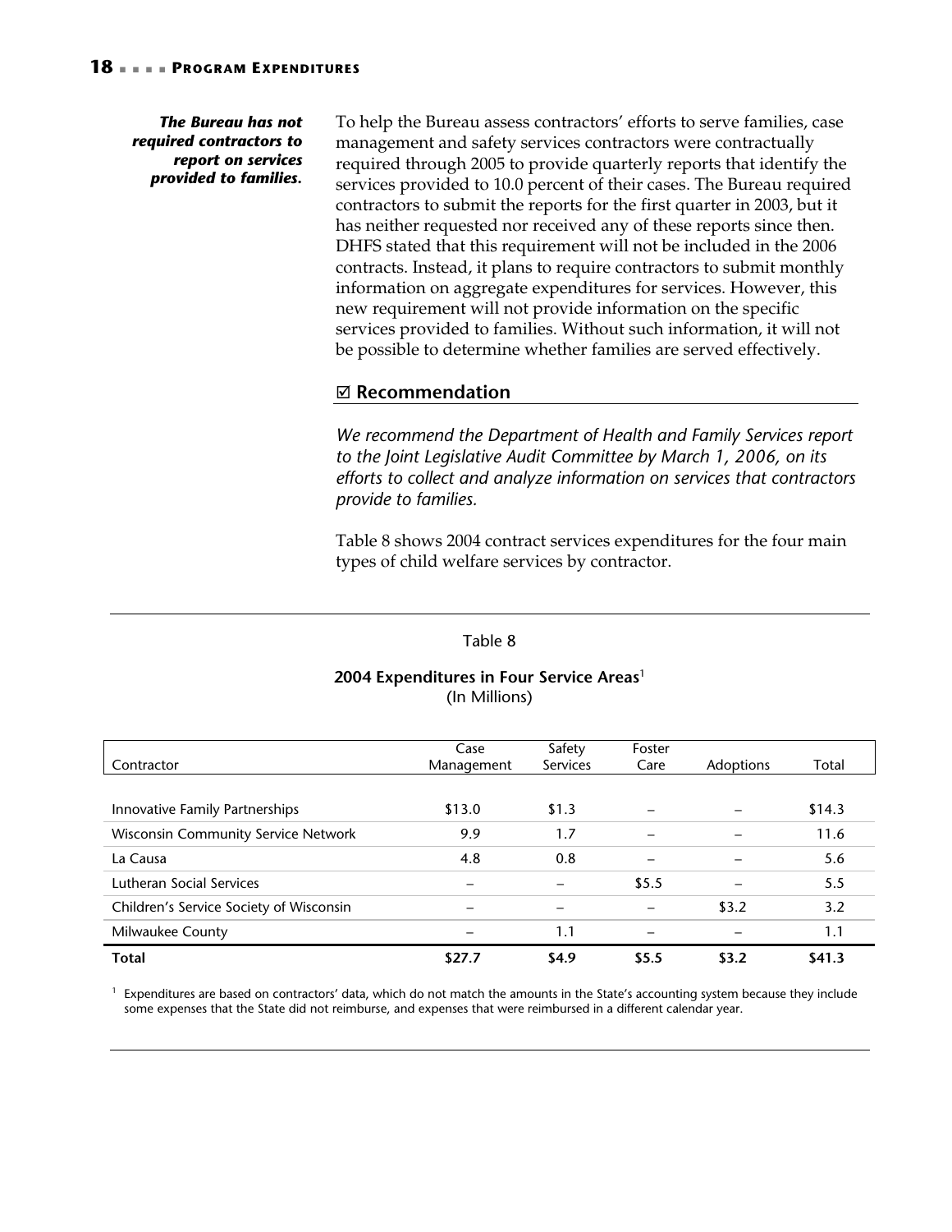**The Bureau has not required contractors to report on services provided to families.**

To help the Bureau assess contractors' efforts to serve families, case management and safety services contractors were contractually required through 2005 to provide quarterly reports that identify the services provided to 10.0 percent of their cases. The Bureau required contractors to submit the reports for the first quarter in 2003, but it has neither requested nor received any of these reports since then. DHFS stated that this requirement will not be included in the 2006 contracts. Instead, it plans to require contractors to submit monthly information on aggregate expenditures for services. However, this new requirement will not provide information on the specific services provided to families. Without such information, it will not be possible to determine whether families are served effectively.

## ☑ Recommendation

*We recommend the Department of Health and Family Services report to the Joint Legislative Audit Committee by March 1, 2006, on its efforts to collect and analyze information on services that contractors provide to families.*

Table 8 shows 2004 contract services expenditures for the four main types of child welfare services by contractor.

Table 8

**2004 Expenditures in Four Service Areas**[1]
(In Millions)

| Contractor | Case Management | Safety Services | Foster Care | Adoptions | Total |
|---|---|---|---|---|---|
| Innovative Family Partnerships | $13.0 | $1.3 | – | – | $14.3 |
| Wisconsin Community Service Network | 9.9 | 1.7 | – | – | 11.6 |
| La Causa | 4.8 | 0.8 | – | – | 5.6 |
| Lutheran Social Services | – | – | $5.5 | – | 5.5 |
| Children's Service Society of Wisconsin | – | – | – | $3.2 | 3.2 |
| Milwaukee County | – | 1.1 | – | – | 1.1 |
| **Total** | **$27.7** | **$4.9** | **$5.5** | **$3.2** | **$41.3** |

[1] Expenditures are based on contractors' data, which do not match the amounts in the State's accounting system because they include some expenses that the State did not reimburse, and expenses that were reimbursed in a different calendar year.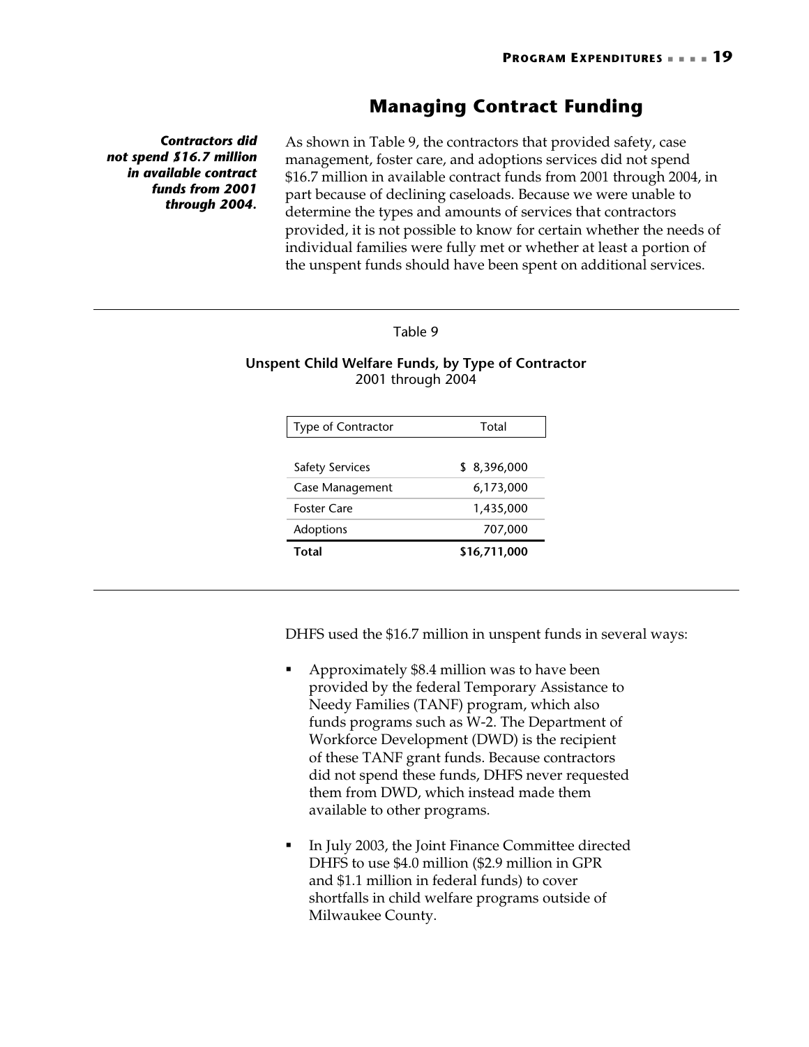## Managing Contract Funding

***Contractors did not spend $16.7 million in available contract funds from 2001 through 2004.***

As shown in Table 9, the contractors that provided safety, case management, foster care, and adoptions services did not spend $16.7 million in available contract funds from 2001 through 2004, in part because of declining caseloads. Because we were unable to determine the types and amounts of services that contractors provided, it is not possible to know for certain whether the needs of individual families were fully met or whether at least a portion of the unspent funds should have been spent on additional services.

Table 9

**Unspent Child Welfare Funds, by Type of Contractor**
2001 through 2004

| Type of Contractor | Total |
|---|---|
| Safety Services | $ 8,396,000 |
| Case Management | 6,173,000 |
| Foster Care | 1,435,000 |
| Adoptions | 707,000 |
| **Total** | **$16,711,000** |

DHFS used the $16.7 million in unspent funds in several ways:

- Approximately $8.4 million was to have been provided by the federal Temporary Assistance to Needy Families (TANF) program, which also funds programs such as W-2. The Department of Workforce Development (DWD) is the recipient of these TANF grant funds. Because contractors did not spend these funds, DHFS never requested them from DWD, which instead made them available to other programs.

- In July 2003, the Joint Finance Committee directed DHFS to use $4.0 million ($2.9 million in GPR and $1.1 million in federal funds) to cover shortfalls in child welfare programs outside of Milwaukee County.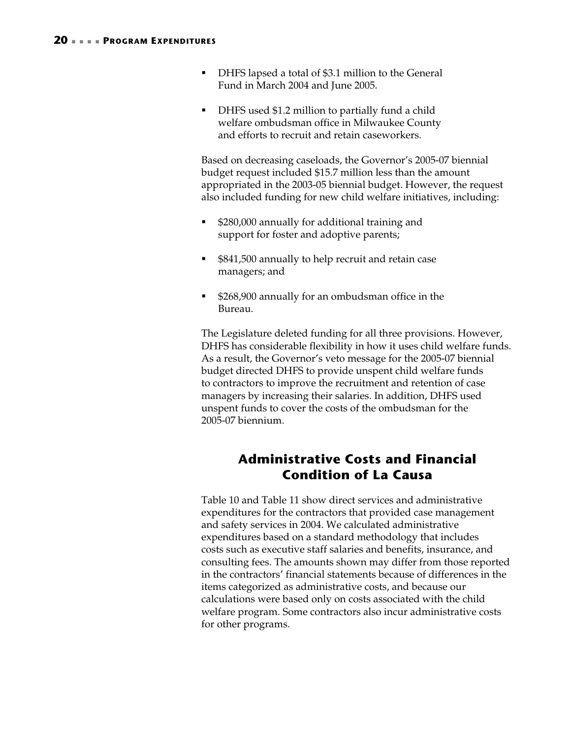- DHFS lapsed a total of $3.1 million to the General Fund in March 2004 and June 2005.
- DHFS used $1.2 million to partially fund a child welfare ombudsman office in Milwaukee County and efforts to recruit and retain caseworkers.

Based on decreasing caseloads, the Governor's 2005-07 biennial budget request included $15.7 million less than the amount appropriated in the 2003-05 biennial budget. However, the request also included funding for new child welfare initiatives, including:

- $280,000 annually for additional training and support for foster and adoptive parents;
- $841,500 annually to help recruit and retain case managers; and
- $268,900 annually for an ombudsman office in the Bureau.

The Legislature deleted funding for all three provisions. However, DHFS has considerable flexibility in how it uses child welfare funds. As a result, the Governor's veto message for the 2005-07 biennial budget directed DHFS to provide unspent child welfare funds to contractors to improve the recruitment and retention of case managers by increasing their salaries. In addition, DHFS used unspent funds to cover the costs of the ombudsman for the 2005-07 biennium.

## Administrative Costs and Financial Condition of La Causa

Table 10 and Table 11 show direct services and administrative expenditures for the contractors that provided case management and safety services in 2004. We calculated administrative expenditures based on a standard methodology that includes costs such as executive staff salaries and benefits, insurance, and consulting fees. The amounts shown may differ from those reported in the contractors' financial statements because of differences in the items categorized as administrative costs, and because our calculations were based only on costs associated with the child welfare program. Some contractors also incur administrative costs for other programs.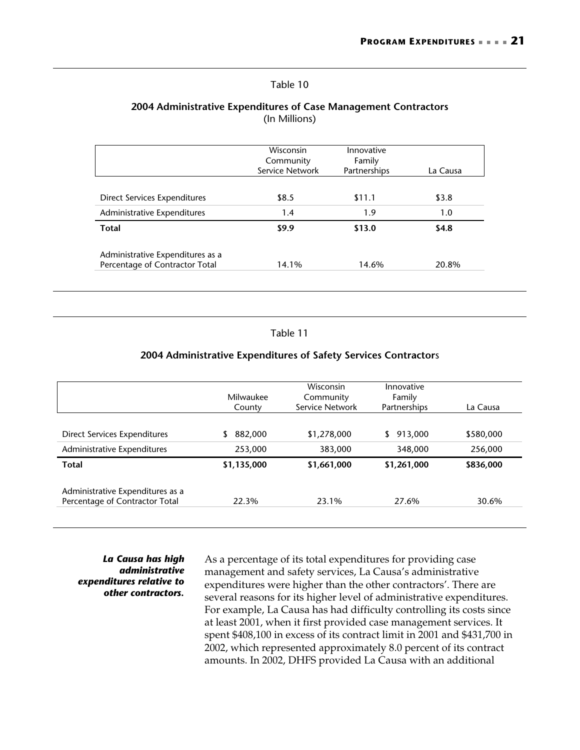Table 10

**2004 Administrative Expenditures of Case Management Contractors**
(In Millions)

| | Wisconsin Community Service Network | Innovative Family Partnerships | La Causa |
|---|---|---|---|
| Direct Services Expenditures | $8.5 | $11.1 | $3.8 |
| Administrative Expenditures | 1.4 | 1.9 | 1.0 |
| **Total** | **$9.9** | **$13.0** | **$4.8** |
| Administrative Expenditures as a Percentage of Contractor Total | 14.1% | 14.6% | 20.8% |

Table 11

**2004 Administrative Expenditures of Safety Services Contractors**

| | Milwaukee County | Wisconsin Community Service Network | Innovative Family Partnerships | La Causa |
|---|---|---|---|---|
| Direct Services Expenditures | $ 882,000 | $1,278,000 | $ 913,000 | $580,000 |
| Administrative Expenditures | 253,000 | 383,000 | 348,000 | 256,000 |
| **Total** | **$1,135,000** | **$1,661,000** | **$1,261,000** | **$836,000** |
| Administrative Expenditures as a Percentage of Contractor Total | 22.3% | 23.1% | 27.6% | 30.6% |

***La Causa has high administrative expenditures relative to other contractors.***

As a percentage of its total expenditures for providing case management and safety services, La Causa's administrative expenditures were higher than the other contractors'. There are several reasons for its higher level of administrative expenditures. For example, La Causa has had difficulty controlling its costs since at least 2001, when it first provided case management services. It spent $408,100 in excess of its contract limit in 2001 and $431,700 in 2002, which represented approximately 8.0 percent of its contract amounts. In 2002, DHFS provided La Causa with an additional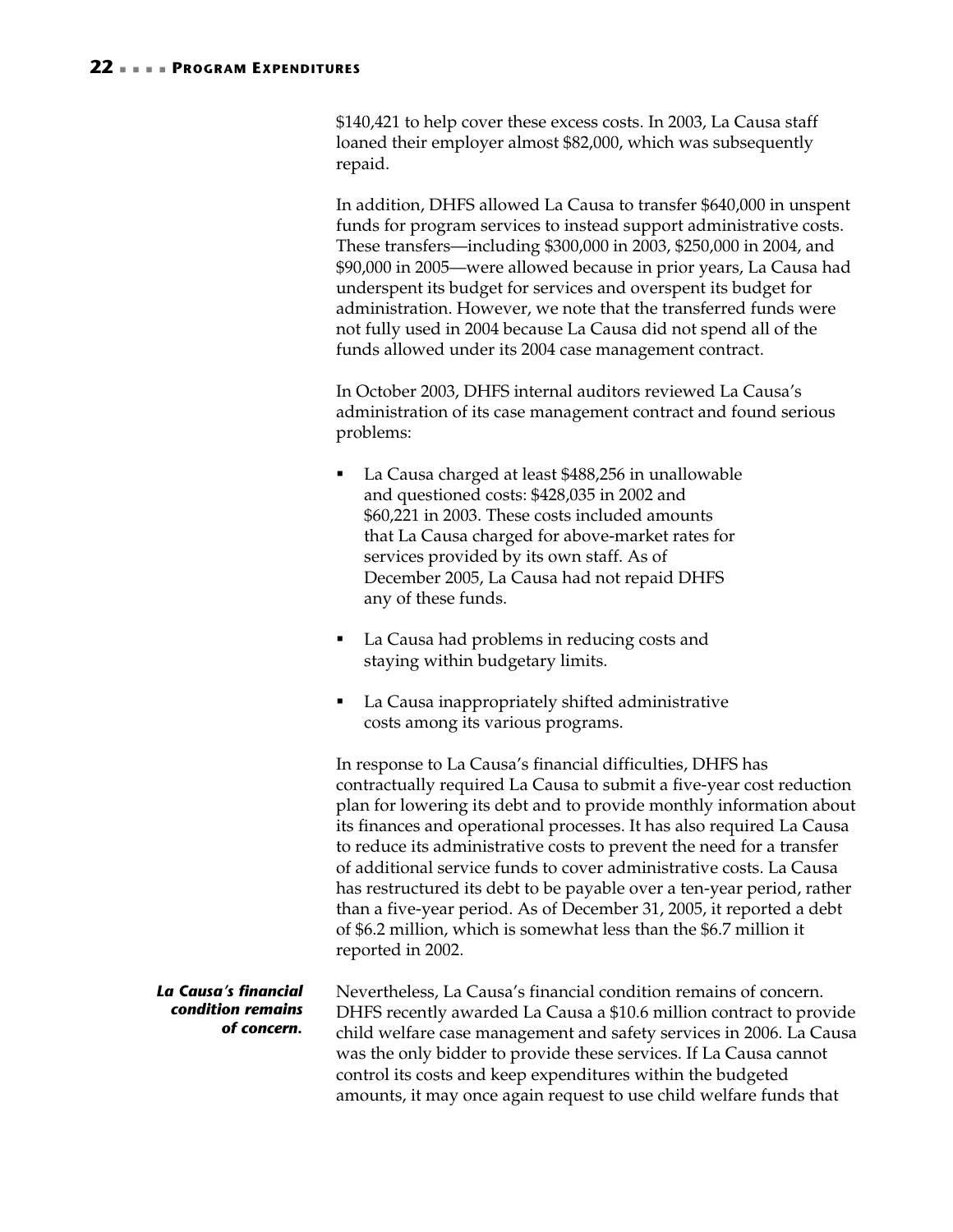$140,421 to help cover these excess costs. In 2003, La Causa staff loaned their employer almost $82,000, which was subsequently repaid.

In addition, DHFS allowed La Causa to transfer $640,000 in unspent funds for program services to instead support administrative costs. These transfers—including $300,000 in 2003, $250,000 in 2004, and $90,000 in 2005—were allowed because in prior years, La Causa had underspent its budget for services and overspent its budget for administration. However, we note that the transferred funds were not fully used in 2004 because La Causa did not spend all of the funds allowed under its 2004 case management contract.

In October 2003, DHFS internal auditors reviewed La Causa's administration of its case management contract and found serious problems:

- La Causa charged at least $488,256 in unallowable and questioned costs: $428,035 in 2002 and $60,221 in 2003. These costs included amounts that La Causa charged for above-market rates for services provided by its own staff. As of December 2005, La Causa had not repaid DHFS any of these funds.
- La Causa had problems in reducing costs and staying within budgetary limits.
- La Causa inappropriately shifted administrative costs among its various programs.

In response to La Causa's financial difficulties, DHFS has contractually required La Causa to submit a five-year cost reduction plan for lowering its debt and to provide monthly information about its finances and operational processes. It has also required La Causa to reduce its administrative costs to prevent the need for a transfer of additional service funds to cover administrative costs. La Causa has restructured its debt to be payable over a ten-year period, rather than a five-year period. As of December 31, 2005, it reported a debt of $6.2 million, which is somewhat less than the $6.7 million it reported in 2002.

***La Causa's financial condition remains of concern.***

Nevertheless, La Causa's financial condition remains of concern. DHFS recently awarded La Causa a $10.6 million contract to provide child welfare case management and safety services in 2006. La Causa was the only bidder to provide these services. If La Causa cannot control its costs and keep expenditures within the budgeted amounts, it may once again request to use child welfare funds that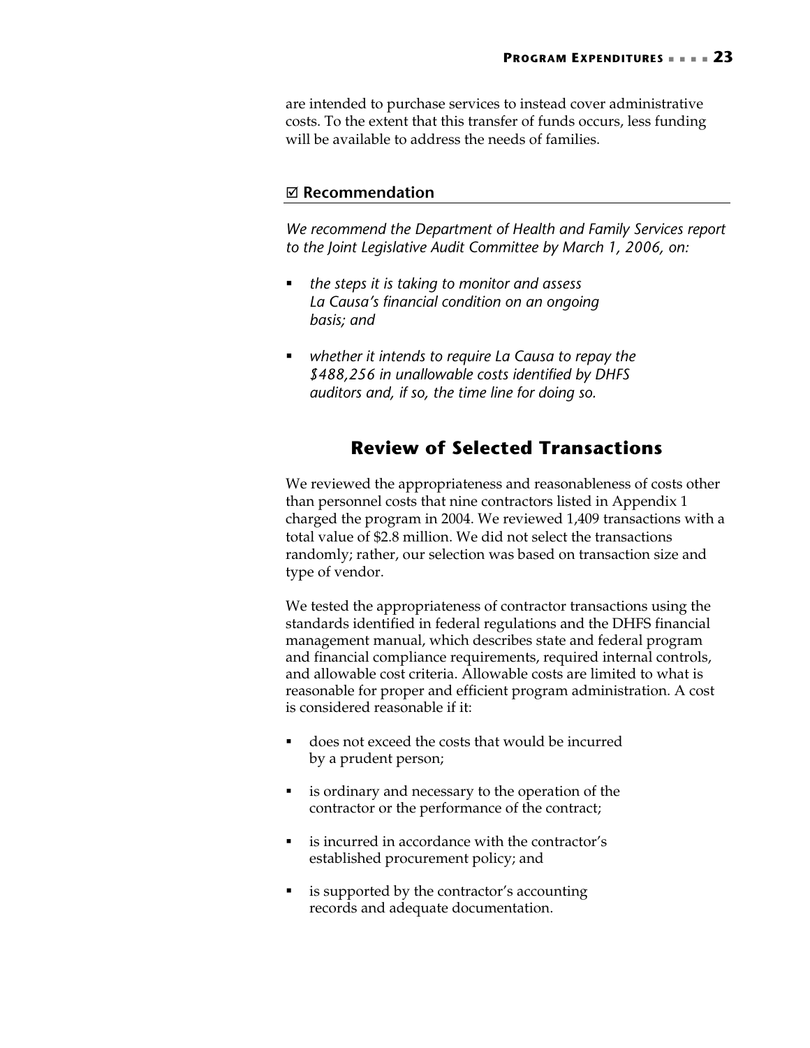are intended to purchase services to instead cover administrative costs. To the extent that this transfer of funds occurs, less funding will be available to address the needs of families.

### ☑ Recommendation

*We recommend the Department of Health and Family Services report to the Joint Legislative Audit Committee by March 1, 2006, on:*

- *the steps it is taking to monitor and assess La Causa's financial condition on an ongoing basis; and*
- *whether it intends to require La Causa to repay the $488,256 in unallowable costs identified by DHFS auditors and, if so, the time line for doing so.*

## Review of Selected Transactions

We reviewed the appropriateness and reasonableness of costs other than personnel costs that nine contractors listed in Appendix 1 charged the program in 2004. We reviewed 1,409 transactions with a total value of $2.8 million. We did not select the transactions randomly; rather, our selection was based on transaction size and type of vendor.

We tested the appropriateness of contractor transactions using the standards identified in federal regulations and the DHFS financial management manual, which describes state and federal program and financial compliance requirements, required internal controls, and allowable cost criteria. Allowable costs are limited to what is reasonable for proper and efficient program administration. A cost is considered reasonable if it:

- does not exceed the costs that would be incurred by a prudent person;
- is ordinary and necessary to the operation of the contractor or the performance of the contract;
- is incurred in accordance with the contractor's established procurement policy; and
- is supported by the contractor's accounting records and adequate documentation.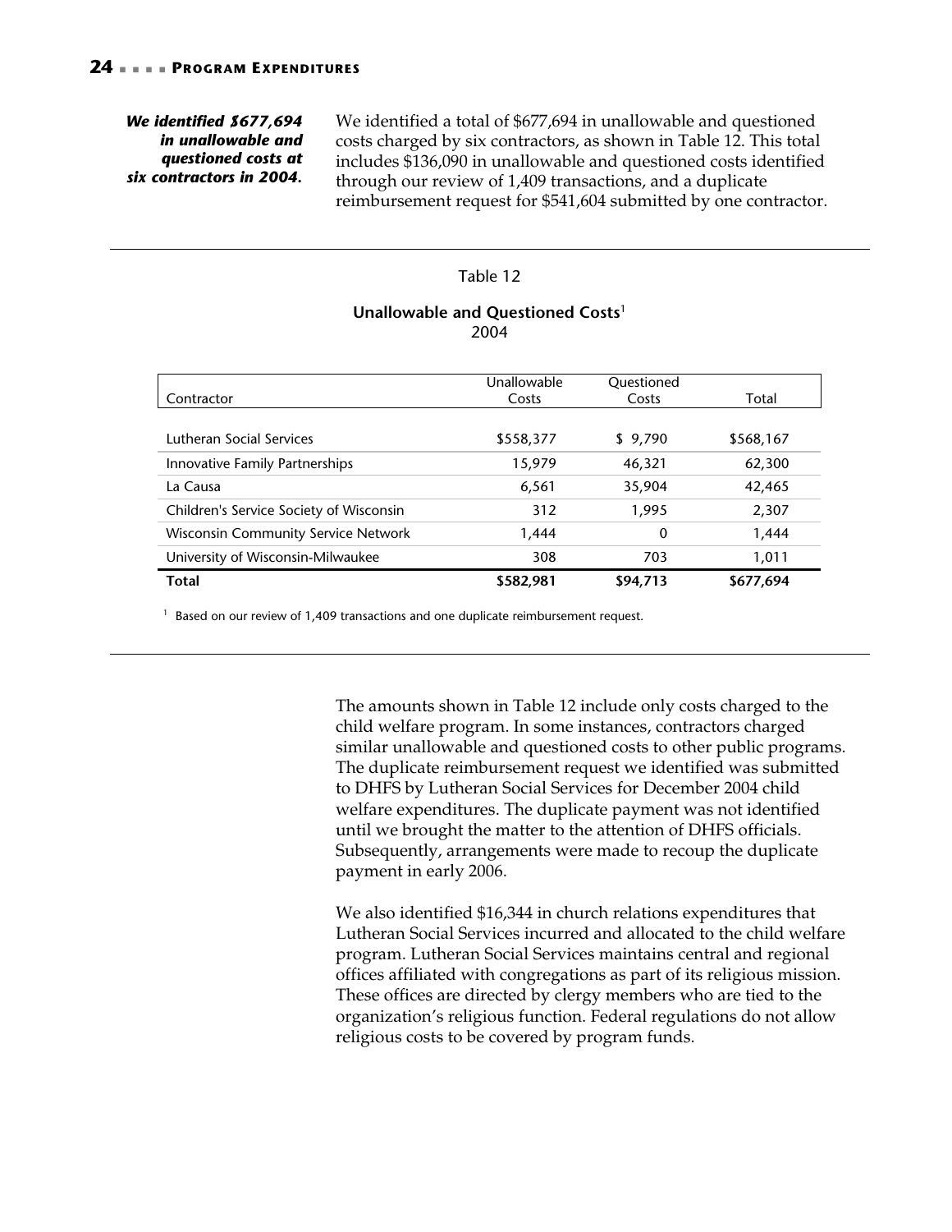*We identified $677,694 in unallowable and questioned costs at six contractors in 2004.*

We identified a total of $677,694 in unallowable and questioned costs charged by six contractors, as shown in Table 12. This total includes $136,090 in unallowable and questioned costs identified through our review of 1,409 transactions, and a duplicate reimbursement request for $541,604 submitted by one contractor.

Table 12

**Unallowable and Questioned Costs**[1]
2004

| Contractor | Unallowable Costs | Questioned Costs | Total |
|---|---|---|---|
| Lutheran Social Services | $558,377 | $ 9,790 | $568,167 |
| Innovative Family Partnerships | 15,979 | 46,321 | 62,300 |
| La Causa | 6,561 | 35,904 | 42,465 |
| Children's Service Society of Wisconsin | 312 | 1,995 | 2,307 |
| Wisconsin Community Service Network | 1,444 | 0 | 1,444 |
| University of Wisconsin-Milwaukee | 308 | 703 | 1,011 |
| **Total** | **$582,981** | **$94,713** | **$677,694** |

[1] Based on our review of 1,409 transactions and one duplicate reimbursement request.

The amounts shown in Table 12 include only costs charged to the child welfare program. In some instances, contractors charged similar unallowable and questioned costs to other public programs. The duplicate reimbursement request we identified was submitted to DHFS by Lutheran Social Services for December 2004 child welfare expenditures. The duplicate payment was not identified until we brought the matter to the attention of DHFS officials. Subsequently, arrangements were made to recoup the duplicate payment in early 2006.

We also identified $16,344 in church relations expenditures that Lutheran Social Services incurred and allocated to the child welfare program. Lutheran Social Services maintains central and regional offices affiliated with congregations as part of its religious mission. These offices are directed by clergy members who are tied to the organization's religious function. Federal regulations do not allow religious costs to be covered by program funds.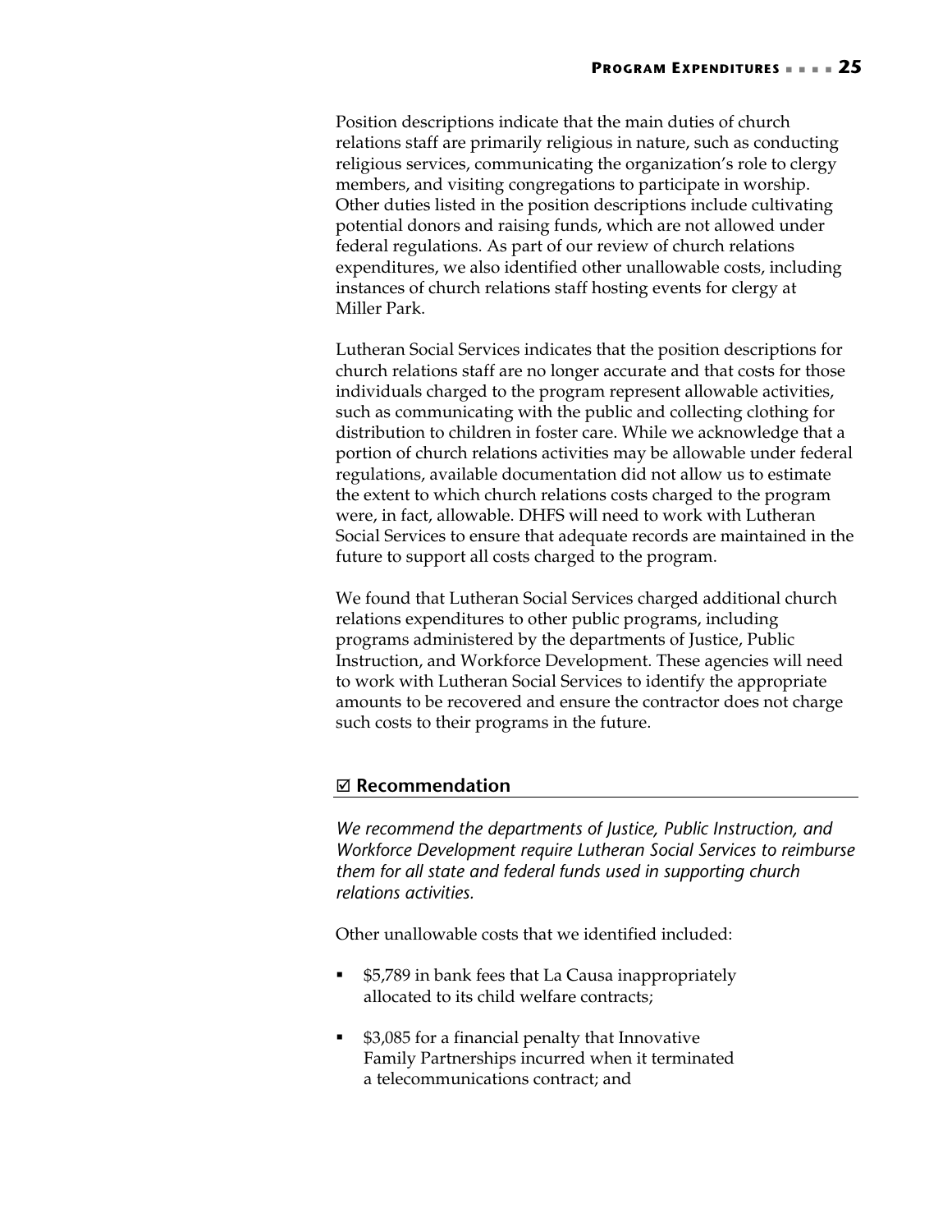Position descriptions indicate that the main duties of church relations staff are primarily religious in nature, such as conducting religious services, communicating the organization's role to clergy members, and visiting congregations to participate in worship. Other duties listed in the position descriptions include cultivating potential donors and raising funds, which are not allowed under federal regulations. As part of our review of church relations expenditures, we also identified other unallowable costs, including instances of church relations staff hosting events for clergy at Miller Park.

Lutheran Social Services indicates that the position descriptions for church relations staff are no longer accurate and that costs for those individuals charged to the program represent allowable activities, such as communicating with the public and collecting clothing for distribution to children in foster care. While we acknowledge that a portion of church relations activities may be allowable under federal regulations, available documentation did not allow us to estimate the extent to which church relations costs charged to the program were, in fact, allowable. DHFS will need to work with Lutheran Social Services to ensure that adequate records are maintained in the future to support all costs charged to the program.

We found that Lutheran Social Services charged additional church relations expenditures to other public programs, including programs administered by the departments of Justice, Public Instruction, and Workforce Development. These agencies will need to work with Lutheran Social Services to identify the appropriate amounts to be recovered and ensure the contractor does not charge such costs to their programs in the future.

### ☑ Recommendation

*We recommend the departments of Justice, Public Instruction, and Workforce Development require Lutheran Social Services to reimburse them for all state and federal funds used in supporting church relations activities.*

Other unallowable costs that we identified included:

- $5,789 in bank fees that La Causa inappropriately allocated to its child welfare contracts;
- $3,085 for a financial penalty that Innovative Family Partnerships incurred when it terminated a telecommunications contract; and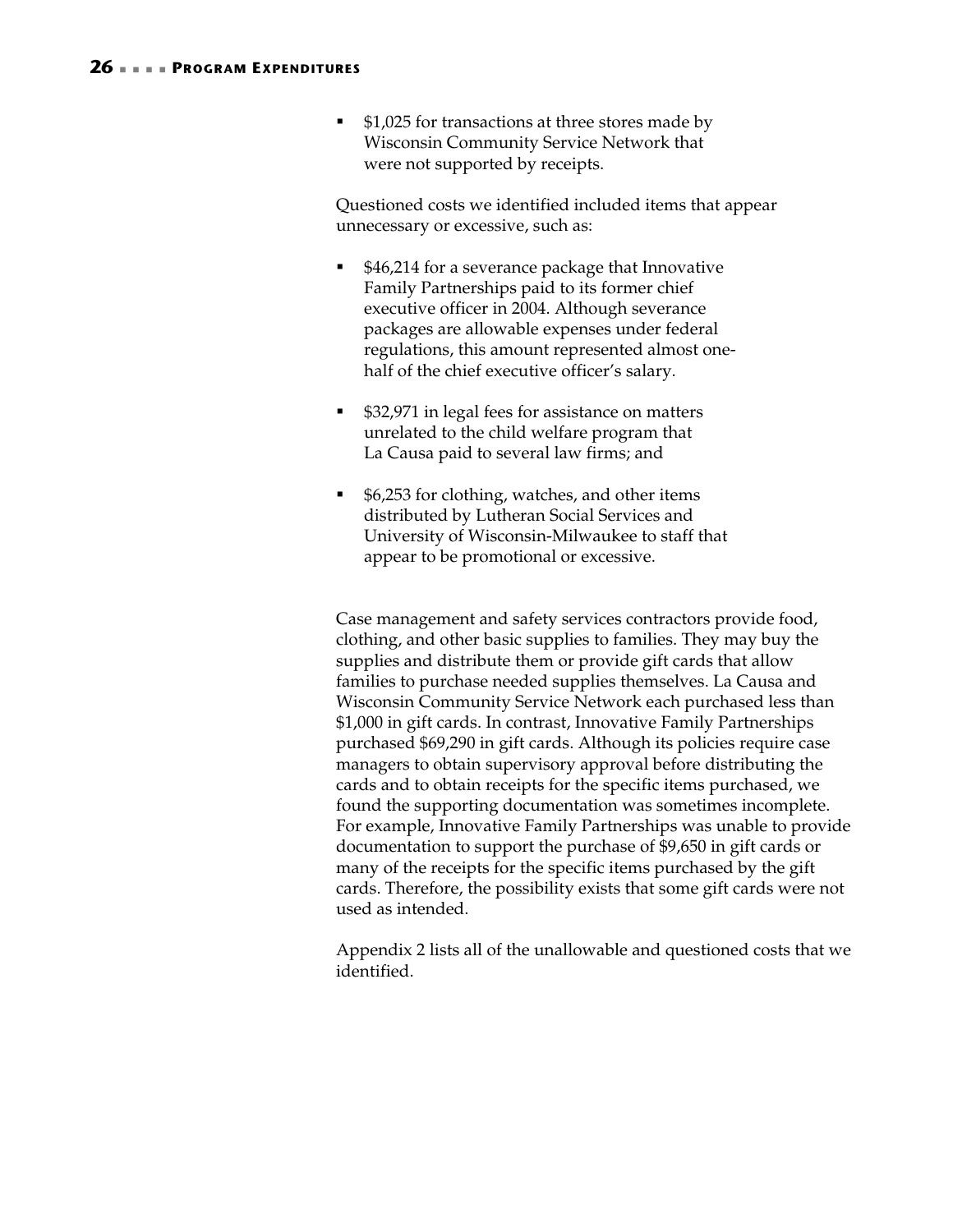- $1,025 for transactions at three stores made by Wisconsin Community Service Network that were not supported by receipts.

Questioned costs we identified included items that appear unnecessary or excessive, such as:

- $46,214 for a severance package that Innovative Family Partnerships paid to its former chief executive officer in 2004. Although severance packages are allowable expenses under federal regulations, this amount represented almost one-half of the chief executive officer's salary.
- $32,971 in legal fees for assistance on matters unrelated to the child welfare program that La Causa paid to several law firms; and
- $6,253 for clothing, watches, and other items distributed by Lutheran Social Services and University of Wisconsin-Milwaukee to staff that appear to be promotional or excessive.

Case management and safety services contractors provide food, clothing, and other basic supplies to families. They may buy the supplies and distribute them or provide gift cards that allow families to purchase needed supplies themselves. La Causa and Wisconsin Community Service Network each purchased less than $1,000 in gift cards. In contrast, Innovative Family Partnerships purchased $69,290 in gift cards. Although its policies require case managers to obtain supervisory approval before distributing the cards and to obtain receipts for the specific items purchased, we found the supporting documentation was sometimes incomplete. For example, Innovative Family Partnerships was unable to provide documentation to support the purchase of $9,650 in gift cards or many of the receipts for the specific items purchased by the gift cards. Therefore, the possibility exists that some gift cards were not used as intended.

Appendix 2 lists all of the unallowable and questioned costs that we identified.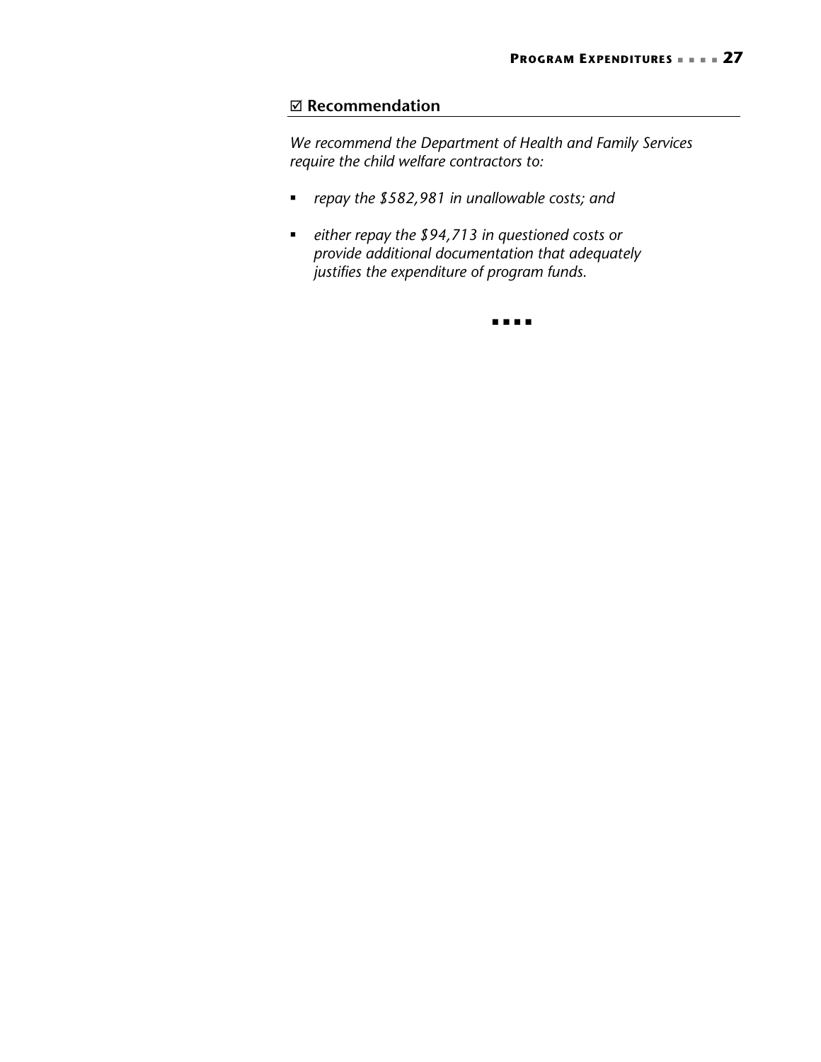## ☑ Recommendation

*We recommend the Department of Health and Family Services require the child welfare contractors to:*

- *repay the $582,981 in unallowable costs; and*
- *either repay the $94,713 in questioned costs or provide additional documentation that adequately justifies the expenditure of program funds.*

■ ■ ■ ■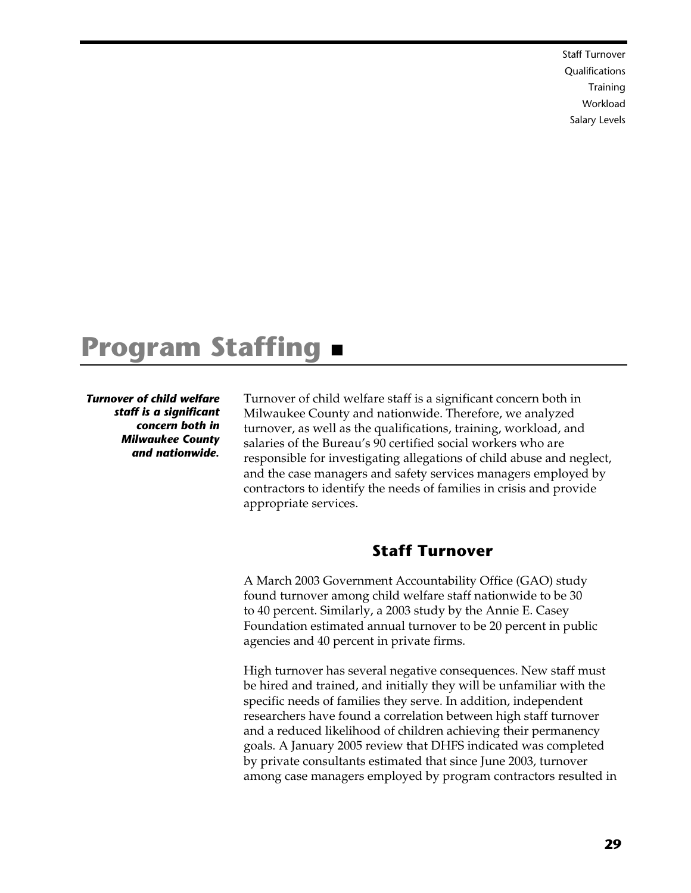Staff Turnover
Qualifications
Training
Workload
Salary Levels

# Program Staffing ■

***Turnover of child welfare staff is a significant concern both in Milwaukee County and nationwide.***

Turnover of child welfare staff is a significant concern both in Milwaukee County and nationwide. Therefore, we analyzed turnover, as well as the qualifications, training, workload, and salaries of the Bureau's 90 certified social workers who are responsible for investigating allegations of child abuse and neglect, and the case managers and safety services managers employed by contractors to identify the needs of families in crisis and provide appropriate services.

## Staff Turnover

A March 2003 Government Accountability Office (GAO) study found turnover among child welfare staff nationwide to be 30 to 40 percent. Similarly, a 2003 study by the Annie E. Casey Foundation estimated annual turnover to be 20 percent in public agencies and 40 percent in private firms.

High turnover has several negative consequences. New staff must be hired and trained, and initially they will be unfamiliar with the specific needs of families they serve. In addition, independent researchers have found a correlation between high staff turnover and a reduced likelihood of children achieving their permanency goals. A January 2005 review that DHFS indicated was completed by private consultants estimated that since June 2003, turnover among case managers employed by program contractors resulted in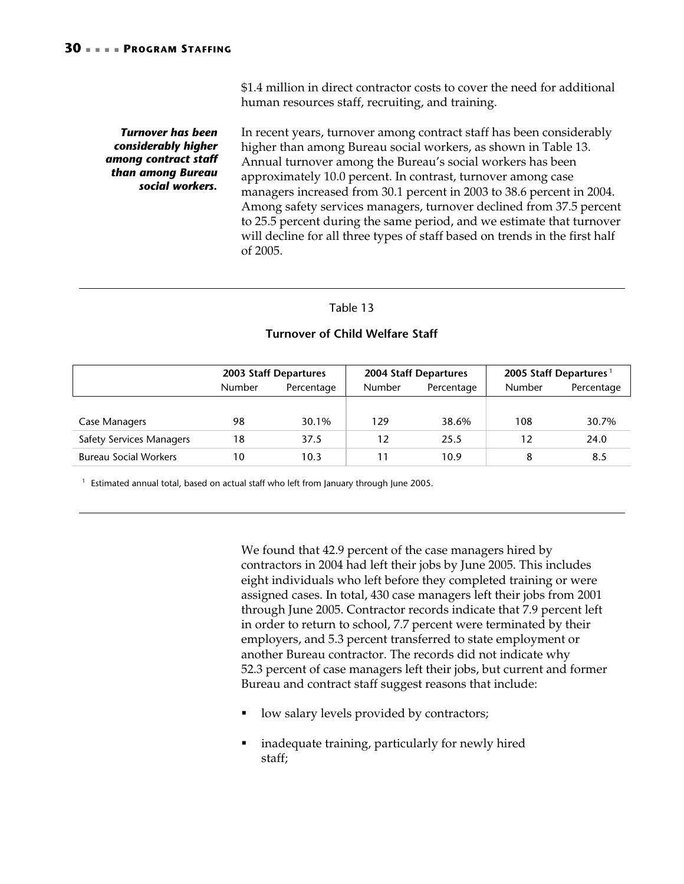$1.4 million in direct contractor costs to cover the need for additional human resources staff, recruiting, and training.

***Turnover has been considerably higher among contract staff than among Bureau social workers.***

In recent years, turnover among contract staff has been considerably higher than among Bureau social workers, as shown in Table 13. Annual turnover among the Bureau's social workers has been approximately 10.0 percent. In contrast, turnover among case managers increased from 30.1 percent in 2003 to 38.6 percent in 2004. Among safety services managers, turnover declined from 37.5 percent to 25.5 percent during the same period, and we estimate that turnover will decline for all three types of staff based on trends in the first half of 2005.

Table 13

**Turnover of Child Welfare Staff**

| | **2003 Staff Departures** | | **2004 Staff Departures** | | **2005 Staff Departures**[1] | |
|---|---|---|---|---|---|---|
| | Number | Percentage | Number | Percentage | Number | Percentage |
| Case Managers | 98 | 30.1% | 129 | 38.6% | 108 | 30.7% |
| Safety Services Managers | 18 | 37.5 | 12 | 25.5 | 12 | 24.0 |
| Bureau Social Workers | 10 | 10.3 | 11 | 10.9 | 8 | 8.5 |

[1] Estimated annual total, based on actual staff who left from January through June 2005.

We found that 42.9 percent of the case managers hired by contractors in 2004 had left their jobs by June 2005. This includes eight individuals who left before they completed training or were assigned cases. In total, 430 case managers left their jobs from 2001 through June 2005. Contractor records indicate that 7.9 percent left in order to return to school, 7.7 percent were terminated by their employers, and 5.3 percent transferred to state employment or another Bureau contractor. The records did not indicate why 52.3 percent of case managers left their jobs, but current and former Bureau and contract staff suggest reasons that include:

- low salary levels provided by contractors;
- inadequate training, particularly for newly hired staff;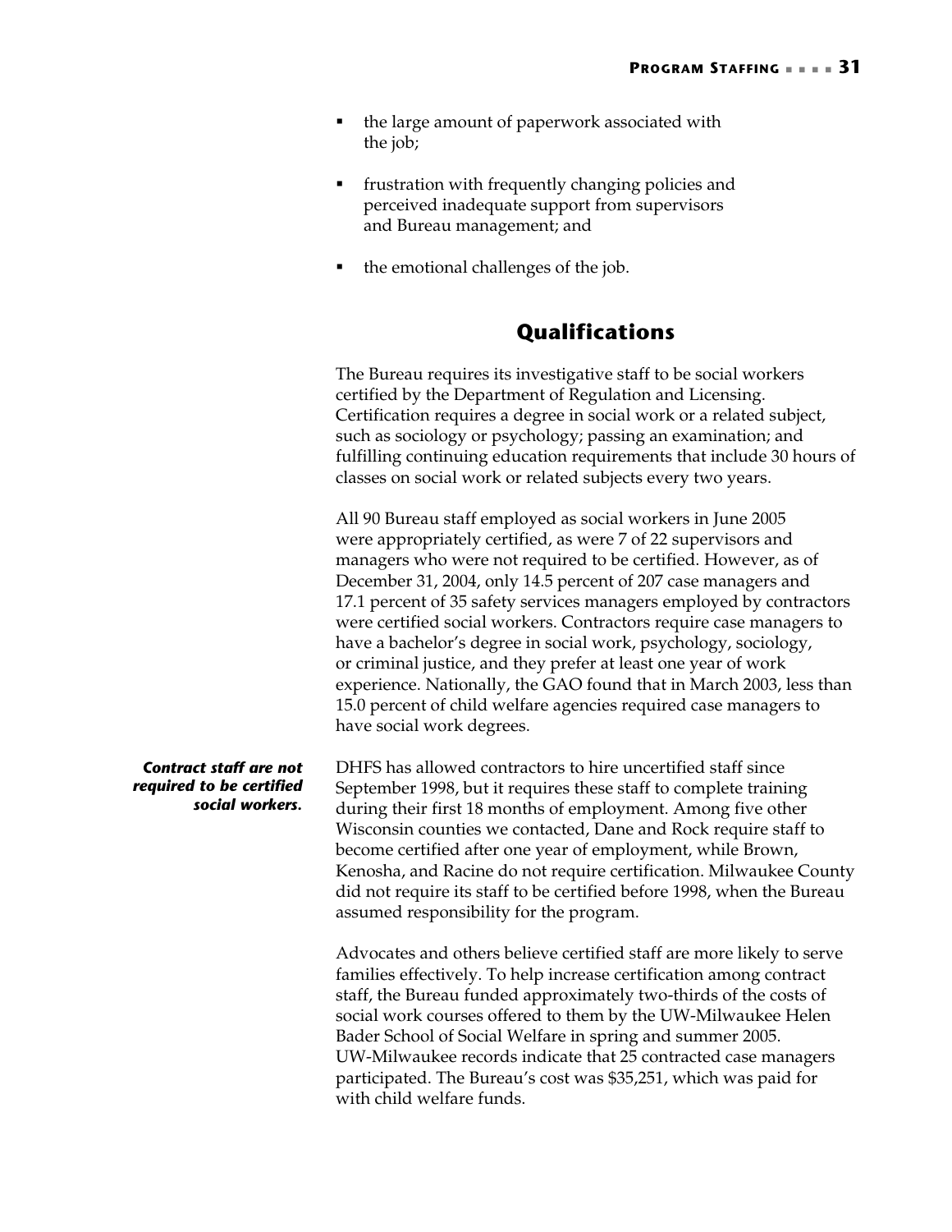- the large amount of paperwork associated with the job;
- frustration with frequently changing policies and perceived inadequate support from supervisors and Bureau management; and
- the emotional challenges of the job.

## Qualifications

The Bureau requires its investigative staff to be social workers certified by the Department of Regulation and Licensing. Certification requires a degree in social work or a related subject, such as sociology or psychology; passing an examination; and fulfilling continuing education requirements that include 30 hours of classes on social work or related subjects every two years.

All 90 Bureau staff employed as social workers in June 2005 were appropriately certified, as were 7 of 22 supervisors and managers who were not required to be certified. However, as of December 31, 2004, only 14.5 percent of 207 case managers and 17.1 percent of 35 safety services managers employed by contractors were certified social workers. Contractors require case managers to have a bachelor's degree in social work, psychology, sociology, or criminal justice, and they prefer at least one year of work experience. Nationally, the GAO found that in March 2003, less than 15.0 percent of child welfare agencies required case managers to have social work degrees.

***Contract staff are not required to be certified social workers.***

DHFS has allowed contractors to hire uncertified staff since September 1998, but it requires these staff to complete training during their first 18 months of employment. Among five other Wisconsin counties we contacted, Dane and Rock require staff to become certified after one year of employment, while Brown, Kenosha, and Racine do not require certification. Milwaukee County did not require its staff to be certified before 1998, when the Bureau assumed responsibility for the program.

Advocates and others believe certified staff are more likely to serve families effectively. To help increase certification among contract staff, the Bureau funded approximately two-thirds of the costs of social work courses offered to them by the UW-Milwaukee Helen Bader School of Social Welfare in spring and summer 2005. UW-Milwaukee records indicate that 25 contracted case managers participated. The Bureau's cost was $35,251, which was paid for with child welfare funds.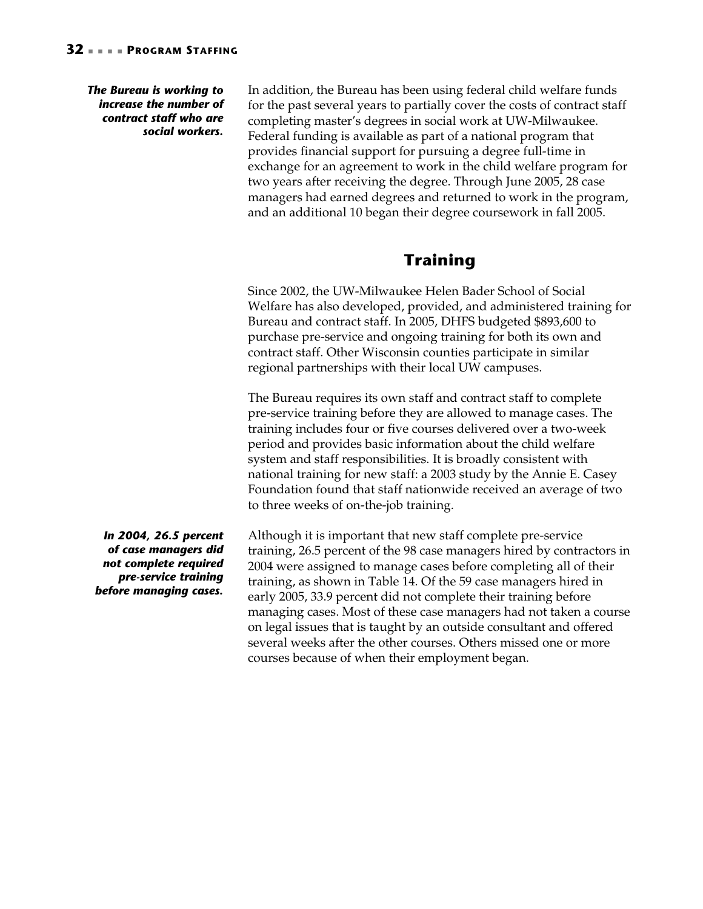*The Bureau is working to increase the number of contract staff who are social workers.*

In addition, the Bureau has been using federal child welfare funds for the past several years to partially cover the costs of contract staff completing master's degrees in social work at UW-Milwaukee. Federal funding is available as part of a national program that provides financial support for pursuing a degree full-time in exchange for an agreement to work in the child welfare program for two years after receiving the degree. Through June 2005, 28 case managers had earned degrees and returned to work in the program, and an additional 10 began their degree coursework in fall 2005.

## Training

Since 2002, the UW-Milwaukee Helen Bader School of Social Welfare has also developed, provided, and administered training for Bureau and contract staff. In 2005, DHFS budgeted $893,600 to purchase pre-service and ongoing training for both its own and contract staff. Other Wisconsin counties participate in similar regional partnerships with their local UW campuses.

The Bureau requires its own staff and contract staff to complete pre-service training before they are allowed to manage cases. The training includes four or five courses delivered over a two-week period and provides basic information about the child welfare system and staff responsibilities. It is broadly consistent with national training for new staff: a 2003 study by the Annie E. Casey Foundation found that staff nationwide received an average of two to three weeks of on-the-job training.

*In 2004, 26.5 percent of case managers did not complete required pre-service training before managing cases.*

Although it is important that new staff complete pre-service training, 26.5 percent of the 98 case managers hired by contractors in 2004 were assigned to manage cases before completing all of their training, as shown in Table 14. Of the 59 case managers hired in early 2005, 33.9 percent did not complete their training before managing cases. Most of these case managers had not taken a course on legal issues that is taught by an outside consultant and offered several weeks after the other courses. Others missed one or more courses because of when their employment began.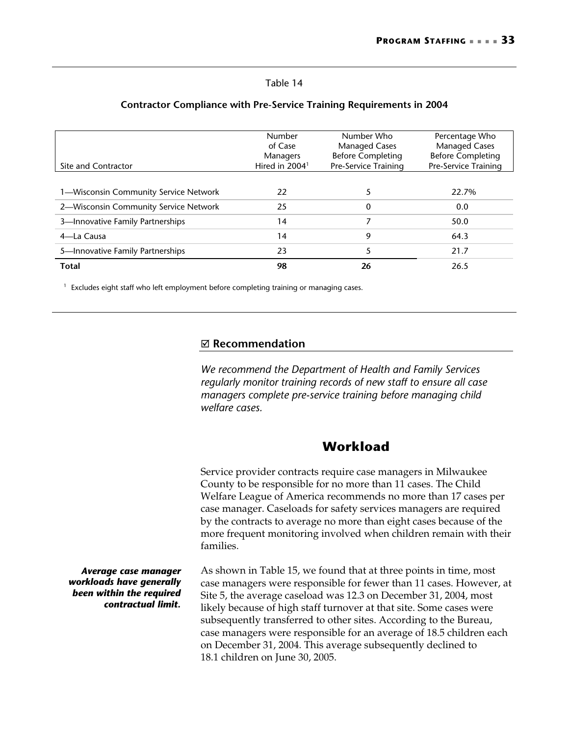Table 14

**Contractor Compliance with Pre-Service Training Requirements in 2004**

| Site and Contractor | Number of Case Managers Hired in 2004[1] | Number Who Managed Cases Before Completing Pre-Service Training | Percentage Who Managed Cases Before Completing Pre-Service Training |
|---|---|---|---|
| 1—Wisconsin Community Service Network | 22 | 5 | 22.7% |
| 2—Wisconsin Community Service Network | 25 | 0 | 0.0 |
| 3—Innovative Family Partnerships | 14 | 7 | 50.0 |
| 4—La Causa | 14 | 9 | 64.3 |
| 5—Innovative Family Partnerships | 23 | 5 | 21.7 |
| **Total** | **98** | **26** | 26.5 |

[1] Excludes eight staff who left employment before completing training or managing cases.

## ☑ Recommendation

*We recommend the Department of Health and Family Services regularly monitor training records of new staff to ensure all case managers complete pre-service training before managing child welfare cases.*

## Workload

Service provider contracts require case managers in Milwaukee County to be responsible for no more than 11 cases. The Child Welfare League of America recommends no more than 17 cases per case manager. Caseloads for safety services managers are required by the contracts to average no more than eight cases because of the more frequent monitoring involved when children remain with their families.

***Average case manager workloads have generally been within the required contractual limit.***

As shown in Table 15, we found that at three points in time, most case managers were responsible for fewer than 11 cases. However, at Site 5, the average caseload was 12.3 on December 31, 2004, most likely because of high staff turnover at that site. Some cases were subsequently transferred to other sites. According to the Bureau, case managers were responsible for an average of 18.5 children each on December 31, 2004. This average subsequently declined to 18.1 children on June 30, 2005.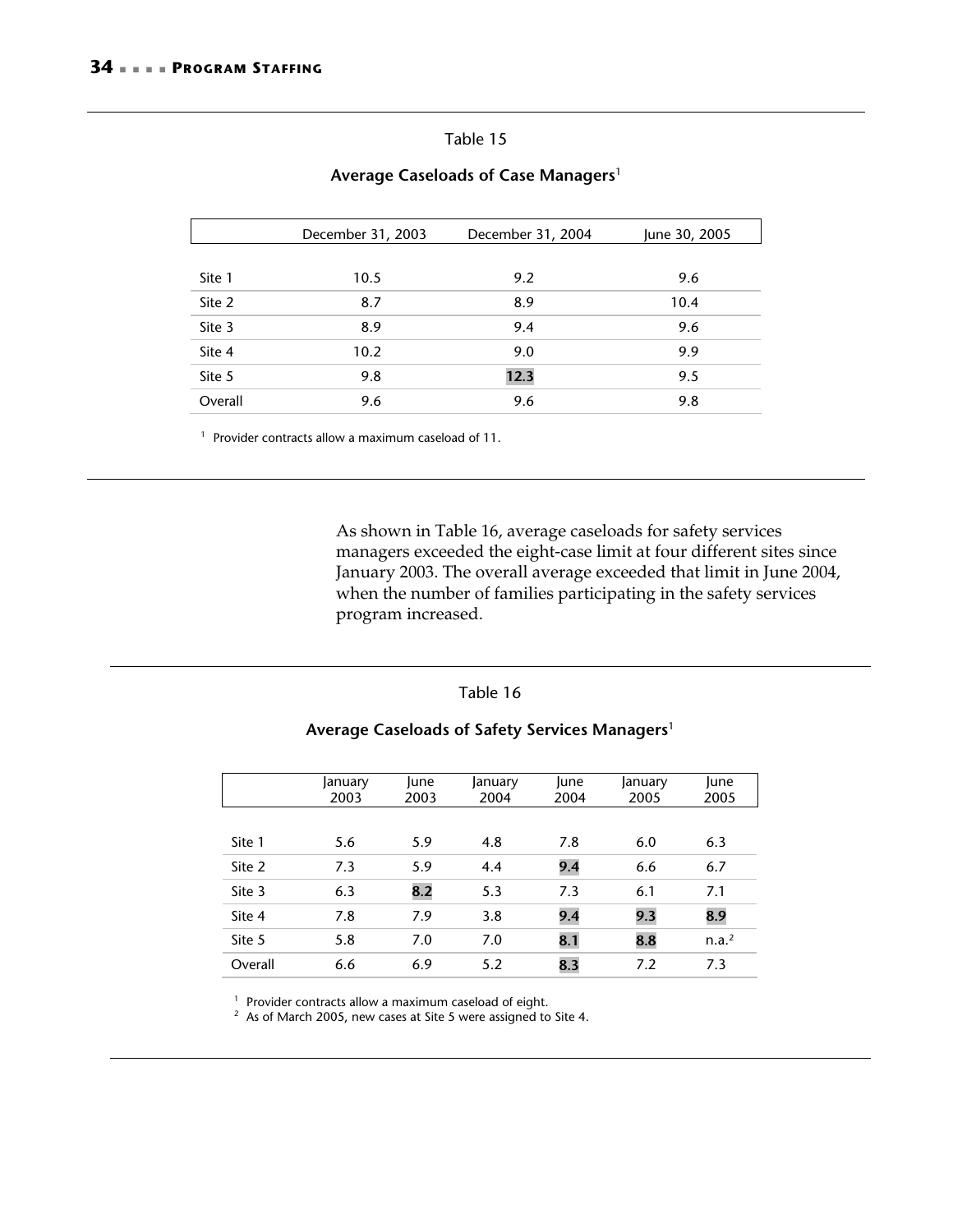Table 15

**Average Caseloads of Case Managers**[1]

| | December 31, 2003 | December 31, 2004 | June 30, 2005 |
|---|---|---|---|
| Site 1 | 10.5 | 9.2 | 9.6 |
| Site 2 | 8.7 | 8.9 | 10.4 |
| Site 3 | 8.9 | 9.4 | 9.6 |
| Site 4 | 10.2 | 9.0 | 9.9 |
| Site 5 | 9.8 | **12.3** | 9.5 |
| Overall | 9.6 | 9.6 | 9.8 |

[1] Provider contracts allow a maximum caseload of 11.

As shown in Table 16, average caseloads for safety services managers exceeded the eight-case limit at four different sites since January 2003. The overall average exceeded that limit in June 2004, when the number of families participating in the safety services program increased.

Table 16

**Average Caseloads of Safety Services Managers**[1]

| | January 2003 | June 2003 | January 2004 | June 2004 | January 2005 | June 2005 |
|---|---|---|---|---|---|---|
| Site 1 | 5.6 | 5.9 | 4.8 | 7.8 | 6.0 | 6.3 |
| Site 2 | 7.3 | 5.9 | 4.4 | **9.4** | 6.6 | 6.7 |
| Site 3 | 6.3 | **8.2** | 5.3 | 7.3 | 6.1 | 7.1 |
| Site 4 | 7.8 | 7.9 | 3.8 | **9.4** | **9.3** | **8.9** |
| Site 5 | 5.8 | 7.0 | 7.0 | **8.1** | **8.8** | n.a.[2] |
| Overall | 6.6 | 6.9 | 5.2 | **8.3** | 7.2 | 7.3 |

[1] Provider contracts allow a maximum caseload of eight.
[2] As of March 2005, new cases at Site 5 were assigned to Site 4.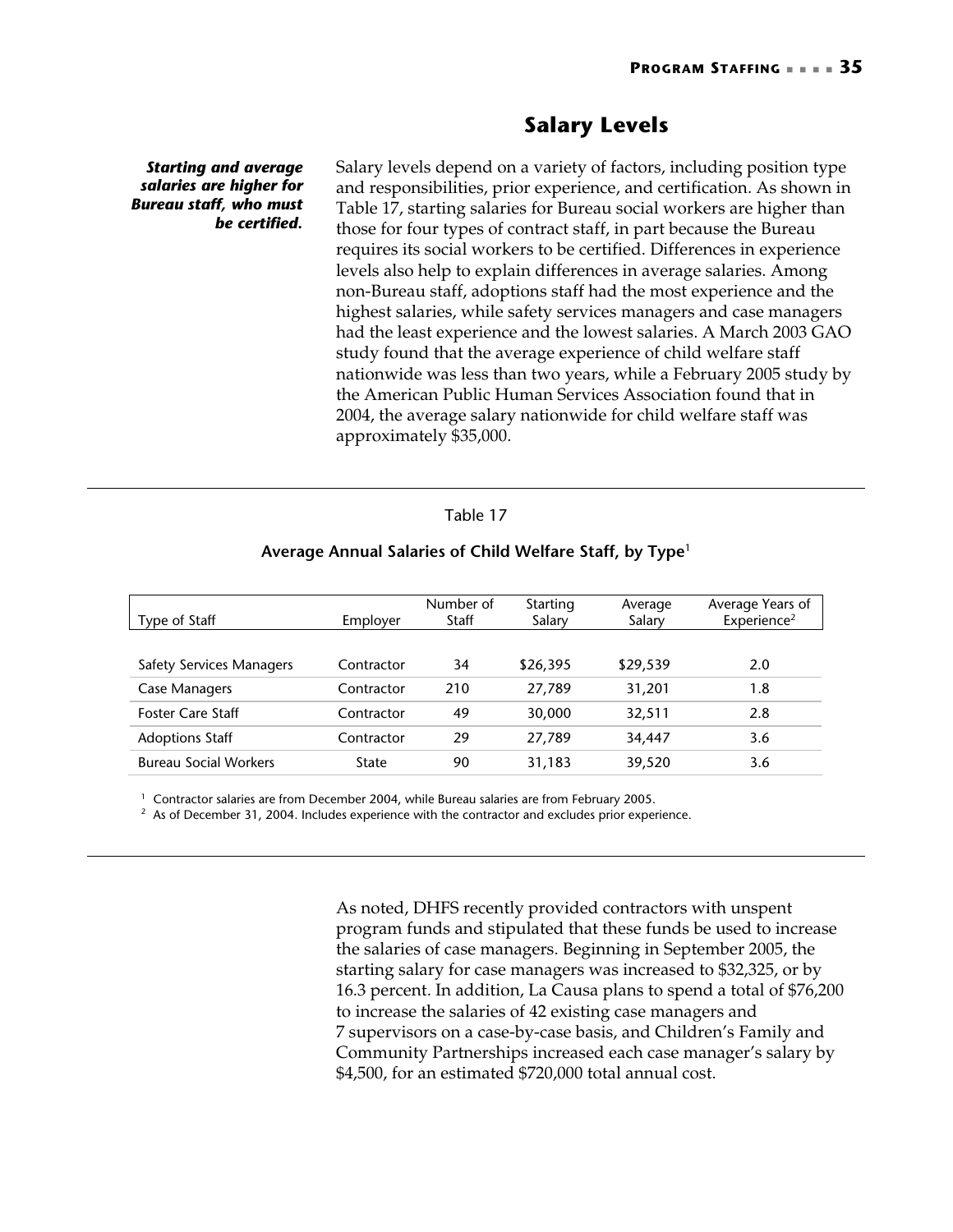## Salary Levels

***Starting and average salaries are higher for Bureau staff, who must be certified.***

Salary levels depend on a variety of factors, including position type and responsibilities, prior experience, and certification. As shown in Table 17, starting salaries for Bureau social workers are higher than those for four types of contract staff, in part because the Bureau requires its social workers to be certified. Differences in experience levels also help to explain differences in average salaries. Among non-Bureau staff, adoptions staff had the most experience and the highest salaries, while safety services managers and case managers had the least experience and the lowest salaries. A March 2003 GAO study found that the average experience of child welfare staff nationwide was less than two years, while a February 2005 study by the American Public Human Services Association found that in 2004, the average salary nationwide for child welfare staff was approximately $35,000.

Table 17

**Average Annual Salaries of Child Welfare Staff, by Type**[1]

| Type of Staff | Employer | Number of Staff | Starting Salary | Average Salary | Average Years of Experience[2] |
|---|---|---|---|---|---|
| Safety Services Managers | Contractor | 34 | $26,395 | $29,539 | 2.0 |
| Case Managers | Contractor | 210 | 27,789 | 31,201 | 1.8 |
| Foster Care Staff | Contractor | 49 | 30,000 | 32,511 | 2.8 |
| Adoptions Staff | Contractor | 29 | 27,789 | 34,447 | 3.6 |
| Bureau Social Workers | State | 90 | 31,183 | 39,520 | 3.6 |

[1] Contractor salaries are from December 2004, while Bureau salaries are from February 2005.
[2] As of December 31, 2004. Includes experience with the contractor and excludes prior experience.

As noted, DHFS recently provided contractors with unspent program funds and stipulated that these funds be used to increase the salaries of case managers. Beginning in September 2005, the starting salary for case managers was increased to $32,325, or by 16.3 percent. In addition, La Causa plans to spend a total of $76,200 to increase the salaries of 42 existing case managers and 7 supervisors on a case-by-case basis, and Children's Family and Community Partnerships increased each case manager's salary by $4,500, for an estimated $720,000 total annual cost.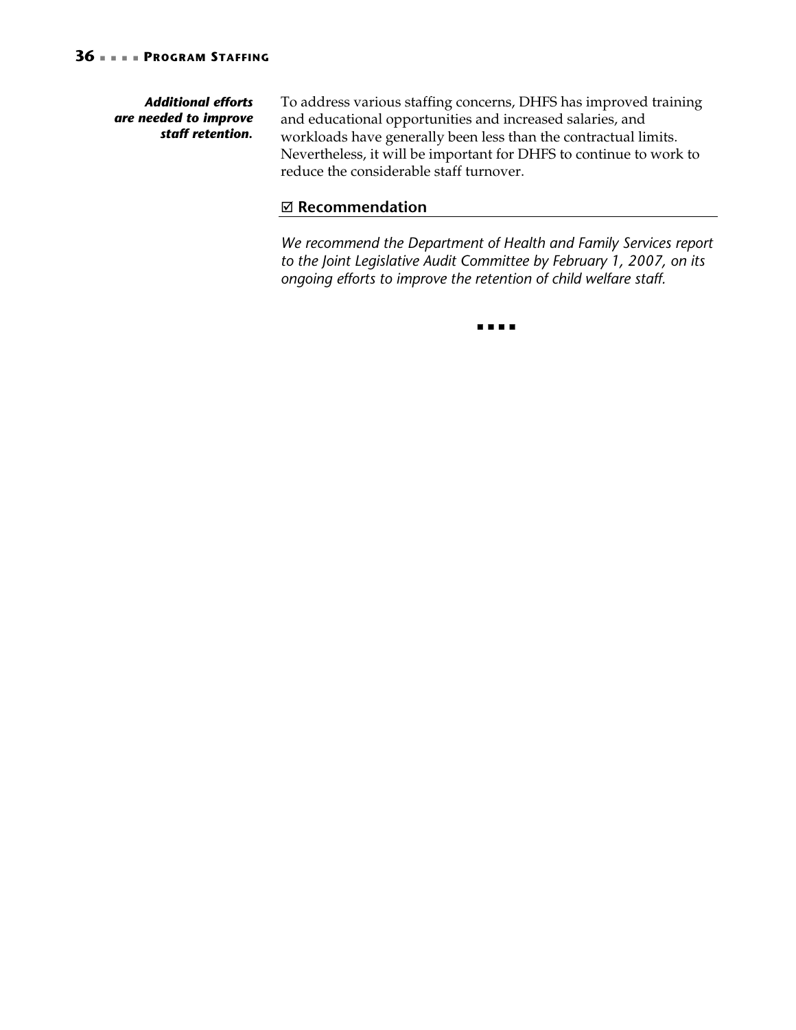*Additional efforts are needed to improve staff retention.*

To address various staffing concerns, DHFS has improved training and educational opportunities and increased salaries, and workloads have generally been less than the contractual limits. Nevertheless, it will be important for DHFS to continue to work to reduce the considerable staff turnover.

## ☑ Recommendation

*We recommend the Department of Health and Family Services report to the Joint Legislative Audit Committee by February 1, 2007, on its ongoing efforts to improve the retention of child welfare staff.*

■ ■ ■ ■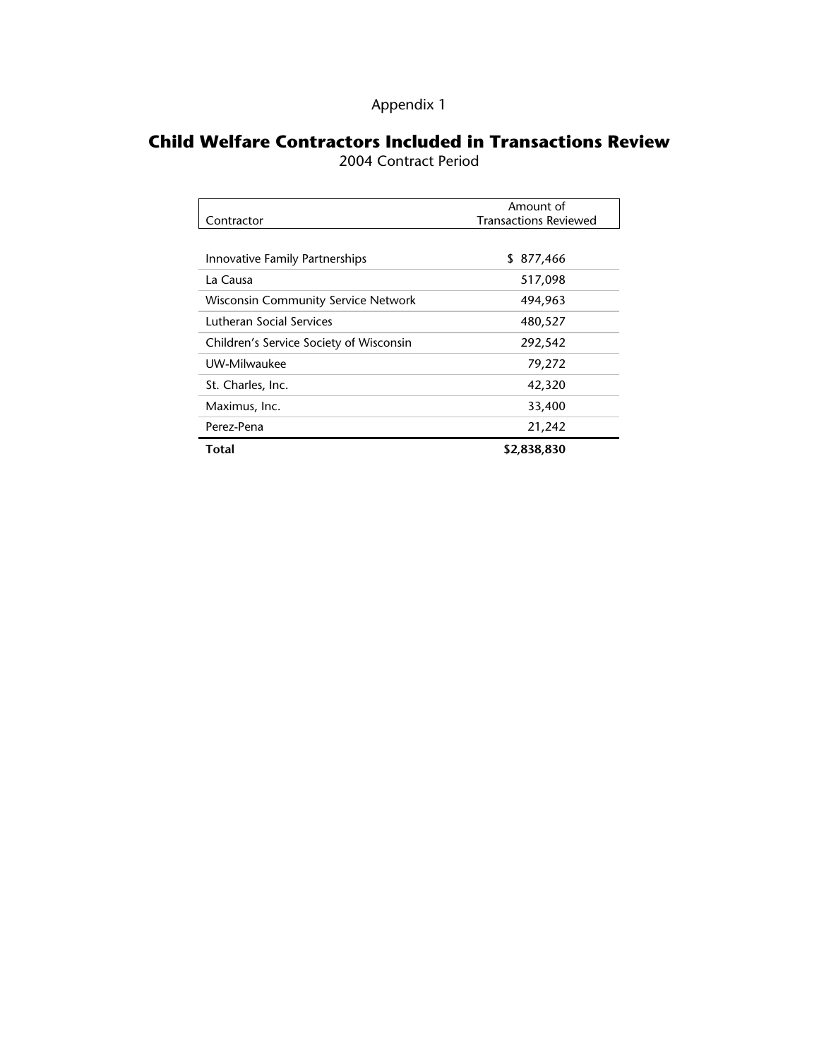Appendix 1

# Child Welfare Contractors Included in Transactions Review

2004 Contract Period

| Contractor | Amount of Transactions Reviewed |
|---|---|
| Innovative Family Partnerships | $ 877,466 |
| La Causa | 517,098 |
| Wisconsin Community Service Network | 494,963 |
| Lutheran Social Services | 480,527 |
| Children's Service Society of Wisconsin | 292,542 |
| UW-Milwaukee | 79,272 |
| St. Charles, Inc. | 42,320 |
| Maximus, Inc. | 33,400 |
| Perez-Pena | 21,242 |
| **Total** | **$2,838,830** |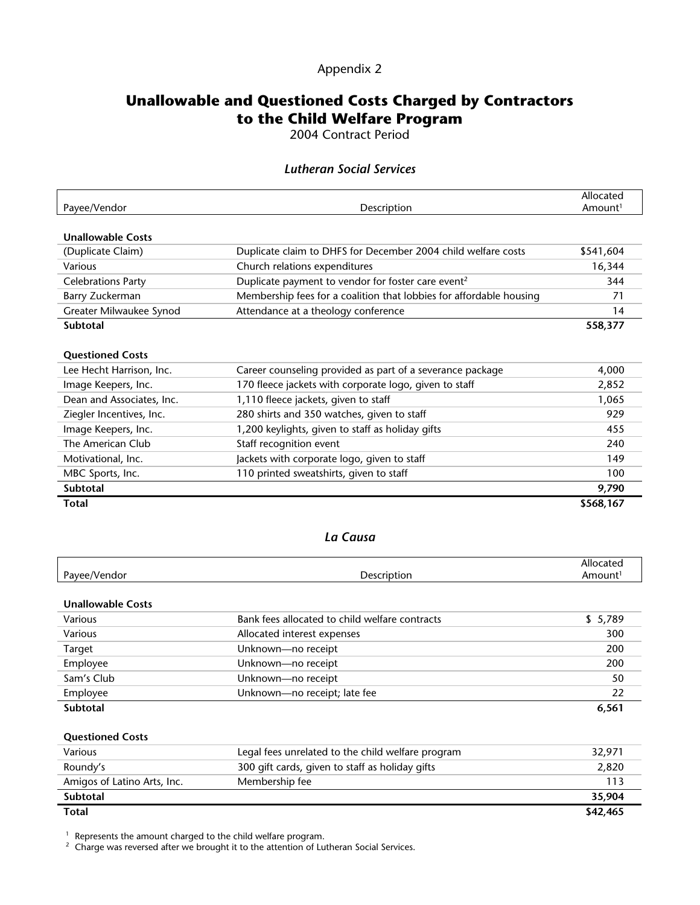Appendix 2

# Unallowable and Questioned Costs Charged by Contractors to the Child Welfare Program

2004 Contract Period

### *Lutheran Social Services*

| Payee/Vendor | Description | Allocated Amount[1] |
|---|---|---|
| **Unallowable Costs** | | |
| (Duplicate Claim) | Duplicate claim to DHFS for December 2004 child welfare costs | $541,604 |
| Various | Church relations expenditures | 16,344 |
| Celebrations Party | Duplicate payment to vendor for foster care event[2] | 344 |
| Barry Zuckerman | Membership fees for a coalition that lobbies for affordable housing | 71 |
| Greater Milwaukee Synod | Attendance at a theology conference | 14 |
| **Subtotal** | | **558,377** |
| **Questioned Costs** | | |
| Lee Hecht Harrison, Inc. | Career counseling provided as part of a severance package | 4,000 |
| Image Keepers, Inc. | 170 fleece jackets with corporate logo, given to staff | 2,852 |
| Dean and Associates, Inc. | 1,110 fleece jackets, given to staff | 1,065 |
| Ziegler Incentives, Inc. | 280 shirts and 350 watches, given to staff | 929 |
| Image Keepers, Inc. | 1,200 keylights, given to staff as holiday gifts | 455 |
| The American Club | Staff recognition event | 240 |
| Motivational, Inc. | Jackets with corporate logo, given to staff | 149 |
| MBC Sports, Inc. | 110 printed sweatshirts, given to staff | 100 |
| **Subtotal** | | **9,790** |
| **Total** | | **$568,167** |

### *La Causa*

| Payee/Vendor | Description | Allocated Amount[1] |
|---|---|---|
| **Unallowable Costs** | | |
| Various | Bank fees allocated to child welfare contracts | $ 5,789 |
| Various | Allocated interest expenses | 300 |
| Target | Unknown—no receipt | 200 |
| Employee | Unknown—no receipt | 200 |
| Sam's Club | Unknown—no receipt | 50 |
| Employee | Unknown—no receipt; late fee | 22 |
| **Subtotal** | | **6,561** |
| **Questioned Costs** | | |
| Various | Legal fees unrelated to the child welfare program | 32,971 |
| Roundy's | 300 gift cards, given to staff as holiday gifts | 2,820 |
| Amigos of Latino Arts, Inc. | Membership fee | 113 |
| **Subtotal** | | **35,904** |
| **Total** | | **$42,465** |

[1] Represents the amount charged to the child welfare program.

[2] Charge was reversed after we brought it to the attention of Lutheran Social Services.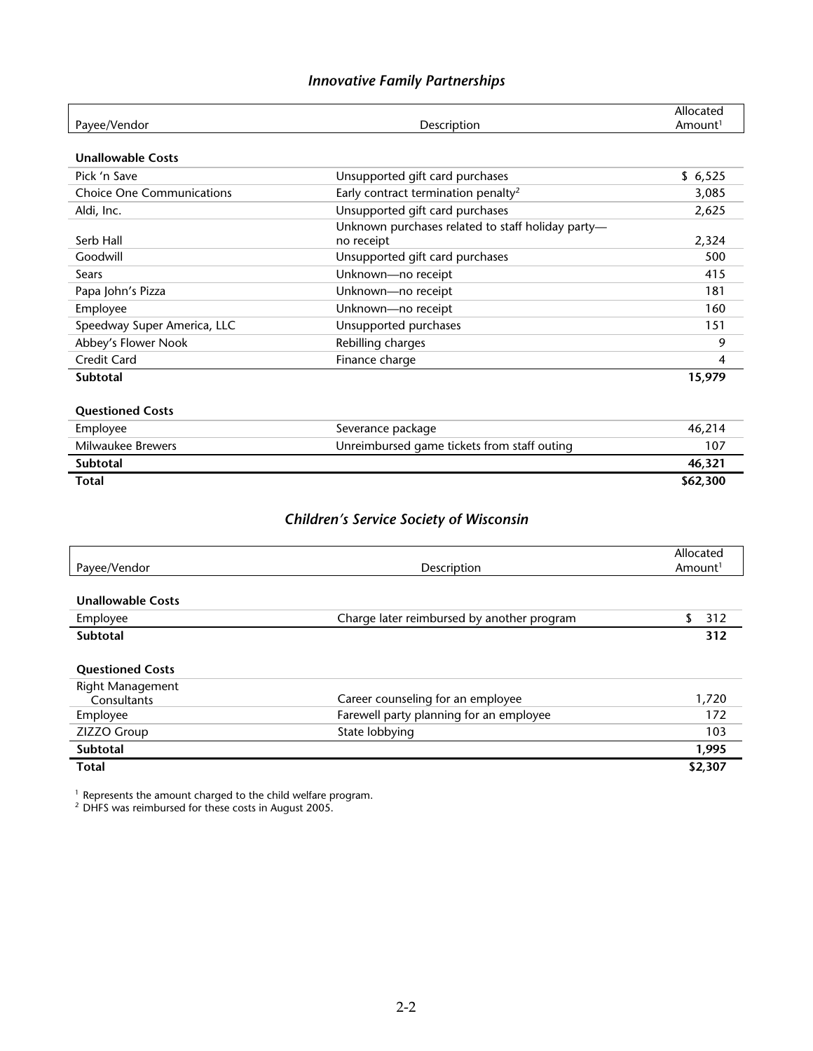### *Innovative Family Partnerships*

| Payee/Vendor | Description | Allocated Amount[1] |
|---|---|---|
| **Unallowable Costs** | | |
| Pick 'n Save | Unsupported gift card purchases | $ 6,525 |
| Choice One Communications | Early contract termination penalty[2] | 3,085 |
| Aldi, Inc. | Unsupported gift card purchases | 2,625 |
| Serb Hall | Unknown purchases related to staff holiday party—no receipt | 2,324 |
| Goodwill | Unsupported gift card purchases | 500 |
| Sears | Unknown—no receipt | 415 |
| Papa John's Pizza | Unknown—no receipt | 181 |
| Employee | Unknown—no receipt | 160 |
| Speedway Super America, LLC | Unsupported purchases | 151 |
| Abbey's Flower Nook | Rebilling charges | 9 |
| Credit Card | Finance charge | 4 |
| **Subtotal** | | **15,979** |
| **Questioned Costs** | | |
| Employee | Severance package | 46,214 |
| Milwaukee Brewers | Unreimbursed game tickets from staff outing | 107 |
| **Subtotal** | | **46,321** |
| **Total** | | **$62,300** |

### *Children's Service Society of Wisconsin*

| Payee/Vendor | Description | Allocated Amount[1] |
|---|---|---|
| **Unallowable Costs** | | |
| Employee | Charge later reimbursed by another program | $ 312 |
| **Subtotal** | | **312** |
| **Questioned Costs** | | |
| Right Management Consultants | Career counseling for an employee | 1,720 |
| Employee | Farewell party planning for an employee | 172 |
| ZIZZO Group | State lobbying | 103 |
| **Subtotal** | | **1,995** |
| **Total** | | **$2,307** |

[1] Represents the amount charged to the child welfare program.
[2] DHFS was reimbursed for these costs in August 2005.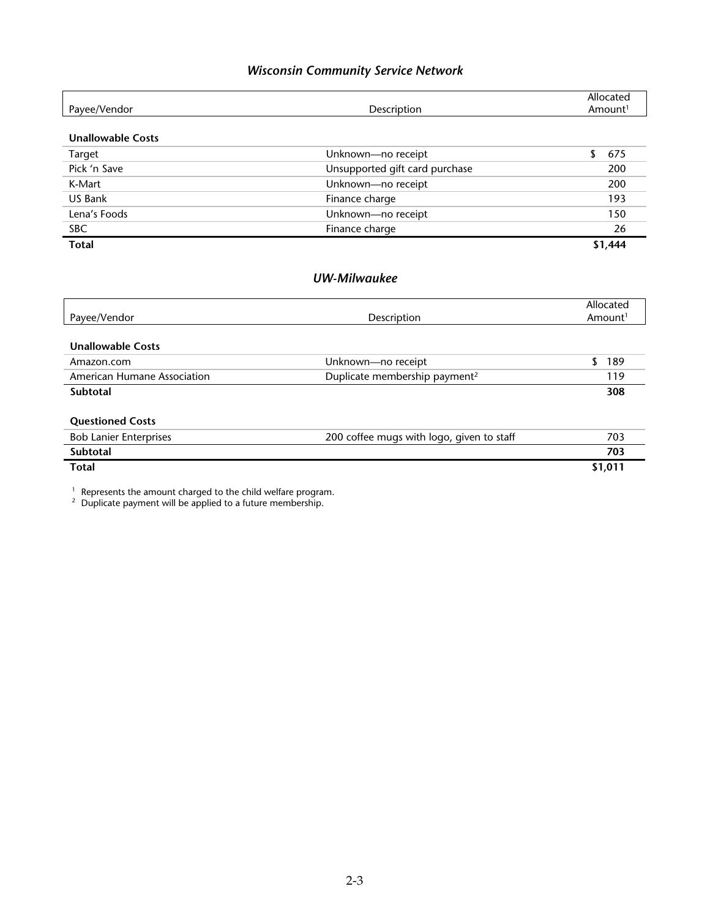### *Wisconsin Community Service Network*

| Payee/Vendor | Description | Allocated Amount[1] |
|---|---|---|
| **Unallowable Costs** | | |
| Target | Unknown—no receipt | $ 675 |
| Pick 'n Save | Unsupported gift card purchase | 200 |
| K-Mart | Unknown—no receipt | 200 |
| US Bank | Finance charge | 193 |
| Lena's Foods | Unknown—no receipt | 150 |
| SBC | Finance charge | 26 |
| **Total** | | **$1,444** |

### *UW-Milwaukee*

| Payee/Vendor | Description | Allocated Amount[1] |
|---|---|---|
| **Unallowable Costs** | | |
| Amazon.com | Unknown—no receipt | $ 189 |
| American Humane Association | Duplicate membership payment[2] | 119 |
| **Subtotal** | | **308** |
| **Questioned Costs** | | |
| Bob Lanier Enterprises | 200 coffee mugs with logo, given to staff | 703 |
| **Subtotal** | | **703** |
| **Total** | | **$1,011** |

[1] Represents the amount charged to the child welfare program.
[2] Duplicate payment will be applied to a future membership.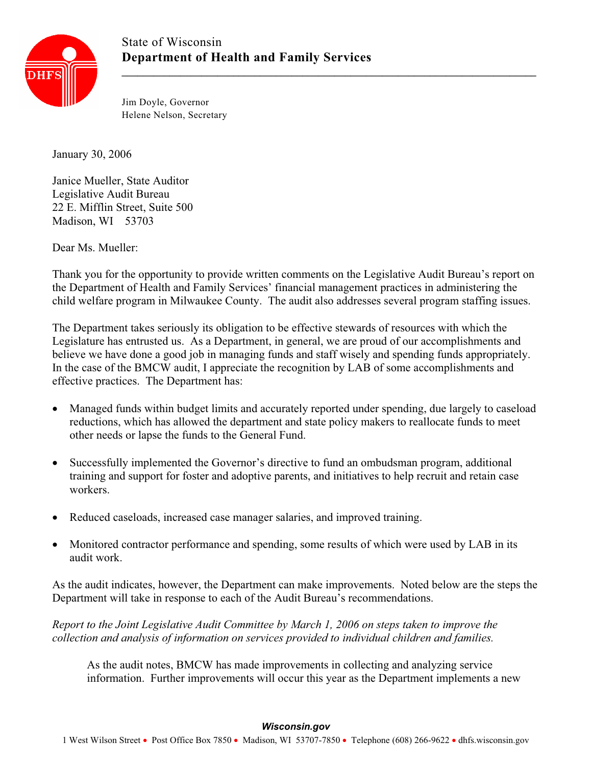State of Wisconsin
**Department of Health and Family Services**

Jim Doyle, Governor
Helene Nelson, Secretary

January 30, 2006

Janice Mueller, State Auditor
Legislative Audit Bureau
22 E. Mifflin Street, Suite 500
Madison, WI 53703

Dear Ms. Mueller:

Thank you for the opportunity to provide written comments on the Legislative Audit Bureau's report on the Department of Health and Family Services' financial management practices in administering the child welfare program in Milwaukee County. The audit also addresses several program staffing issues.

The Department takes seriously its obligation to be effective stewards of resources with which the Legislature has entrusted us. As a Department, in general, we are proud of our accomplishments and believe we have done a good job in managing funds and staff wisely and spending funds appropriately. In the case of the BMCW audit, I appreciate the recognition by LAB of some accomplishments and effective practices. The Department has:

- Managed funds within budget limits and accurately reported under spending, due largely to caseload reductions, which has allowed the department and state policy makers to reallocate funds to meet other needs or lapse the funds to the General Fund.
- Successfully implemented the Governor's directive to fund an ombudsman program, additional training and support for foster and adoptive parents, and initiatives to help recruit and retain case workers.
- Reduced caseloads, increased case manager salaries, and improved training.
- Monitored contractor performance and spending, some results of which were used by LAB in its audit work.

As the audit indicates, however, the Department can make improvements. Noted below are the steps the Department will take in response to each of the Audit Bureau's recommendations.

*Report to the Joint Legislative Audit Committee by March 1, 2006 on steps taken to improve the collection and analysis of information on services provided to individual children and families.*

> As the audit notes, BMCW has made improvements in collecting and analyzing service information. Further improvements will occur this year as the Department implements a new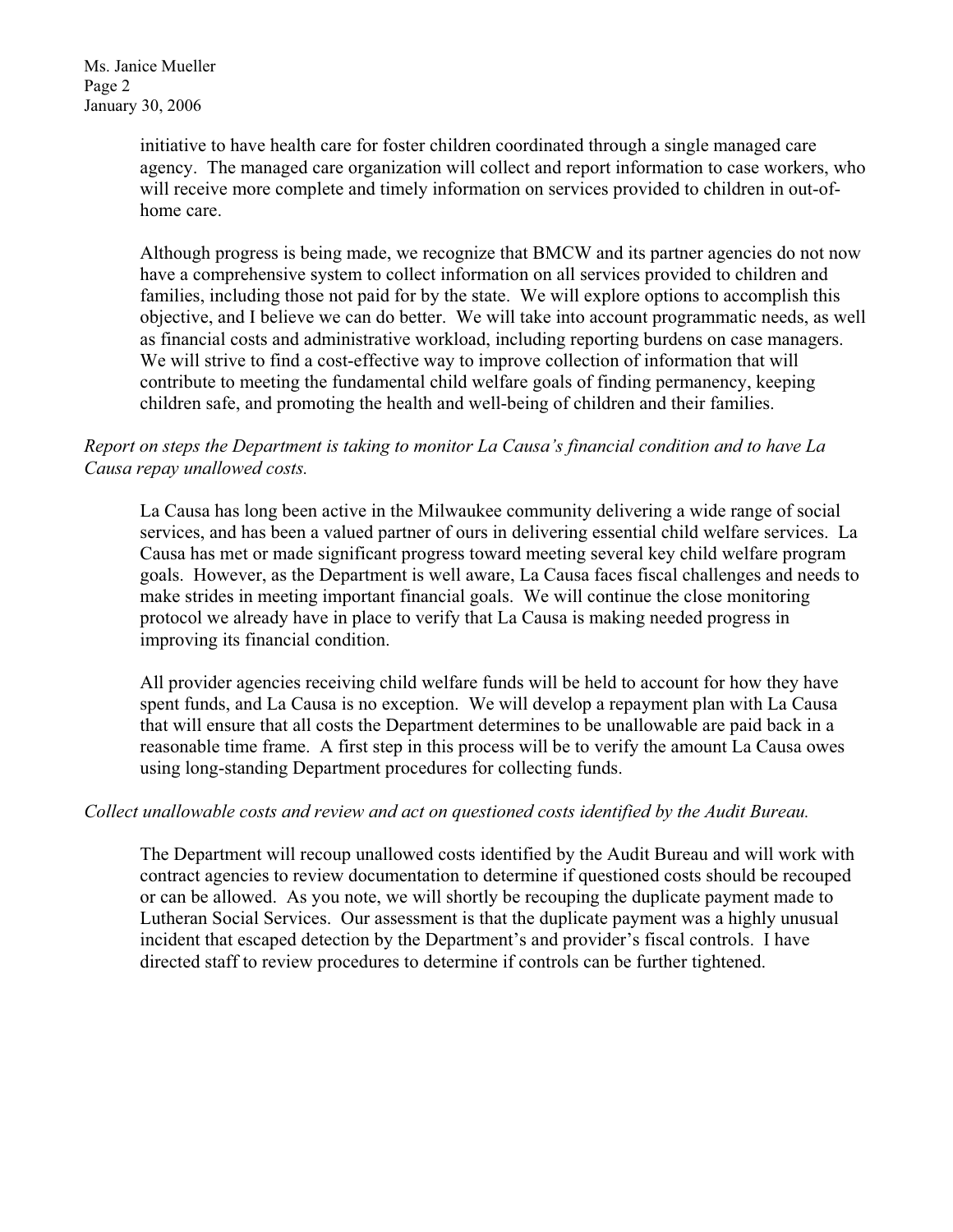initiative to have health care for foster children coordinated through a single managed care agency. The managed care organization will collect and report information to case workers, who will receive more complete and timely information on services provided to children in out-of-home care.

Although progress is being made, we recognize that BMCW and its partner agencies do not now have a comprehensive system to collect information on all services provided to children and families, including those not paid for by the state. We will explore options to accomplish this objective, and I believe we can do better. We will take into account programmatic needs, as well as financial costs and administrative workload, including reporting burdens on case managers. We will strive to find a cost-effective way to improve collection of information that will contribute to meeting the fundamental child welfare goals of finding permanency, keeping children safe, and promoting the health and well-being of children and their families.

*Report on steps the Department is taking to monitor La Causa's financial condition and to have La Causa repay unallowed costs.*

La Causa has long been active in the Milwaukee community delivering a wide range of social services, and has been a valued partner of ours in delivering essential child welfare services. La Causa has met or made significant progress toward meeting several key child welfare program goals. However, as the Department is well aware, La Causa faces fiscal challenges and needs to make strides in meeting important financial goals. We will continue the close monitoring protocol we already have in place to verify that La Causa is making needed progress in improving its financial condition.

All provider agencies receiving child welfare funds will be held to account for how they have spent funds, and La Causa is no exception. We will develop a repayment plan with La Causa that will ensure that all costs the Department determines to be unallowable are paid back in a reasonable time frame. A first step in this process will be to verify the amount La Causa owes using long-standing Department procedures for collecting funds.

*Collect unallowable costs and review and act on questioned costs identified by the Audit Bureau.*

The Department will recoup unallowed costs identified by the Audit Bureau and will work with contract agencies to review documentation to determine if questioned costs should be recouped or can be allowed. As you note, we will shortly be recouping the duplicate payment made to Lutheran Social Services. Our assessment is that the duplicate payment was a highly unusual incident that escaped detection by the Department's and provider's fiscal controls. I have directed staff to review procedures to determine if controls can be further tightened.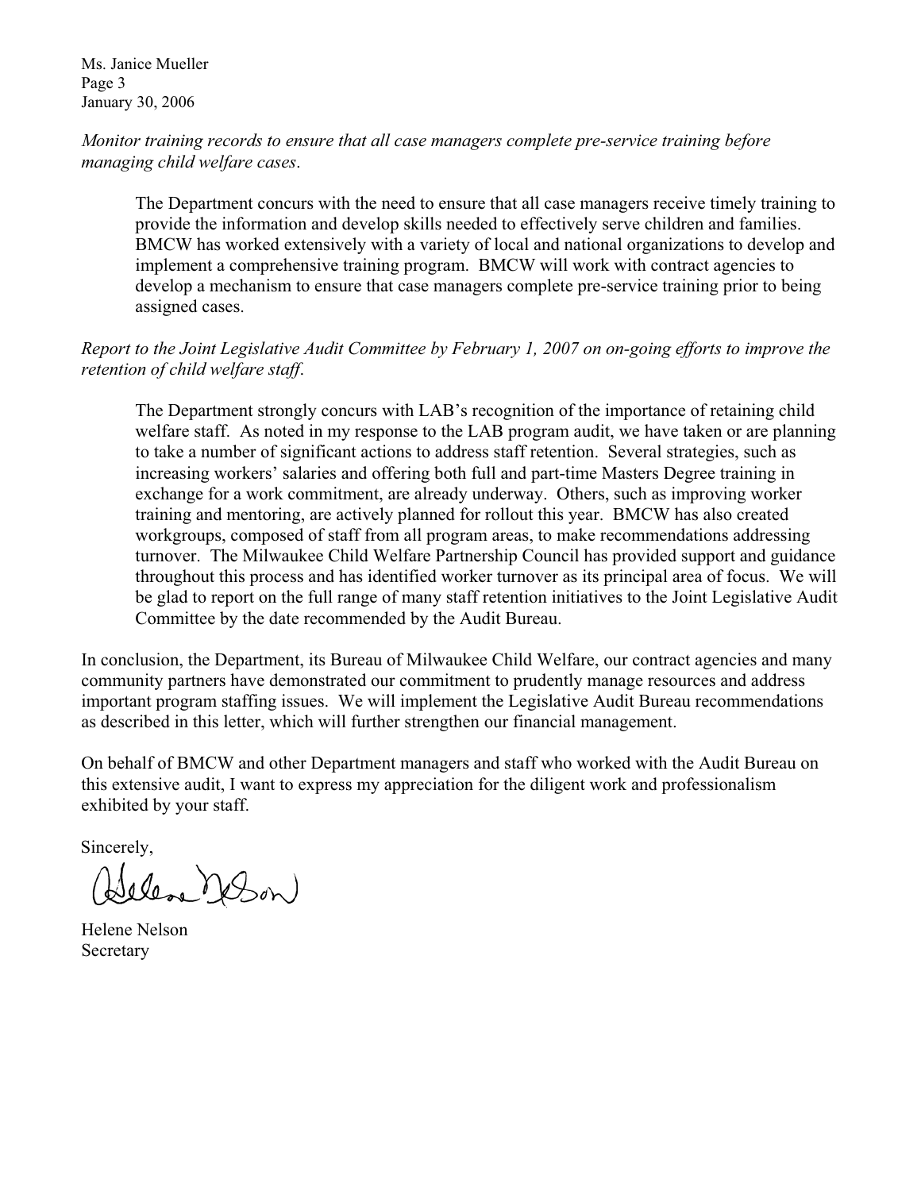*Monitor training records to ensure that all case managers complete pre-service training before managing child welfare cases*.

> The Department concurs with the need to ensure that all case managers receive timely training to provide the information and develop skills needed to effectively serve children and families. BMCW has worked extensively with a variety of local and national organizations to develop and implement a comprehensive training program. BMCW will work with contract agencies to develop a mechanism to ensure that case managers complete pre-service training prior to being assigned cases.

*Report to the Joint Legislative Audit Committee by February 1, 2007 on on-going efforts to improve the retention of child welfare staff*.

> The Department strongly concurs with LAB's recognition of the importance of retaining child welfare staff. As noted in my response to the LAB program audit, we have taken or are planning to take a number of significant actions to address staff retention. Several strategies, such as increasing workers' salaries and offering both full and part-time Masters Degree training in exchange for a work commitment, are already underway. Others, such as improving worker training and mentoring, are actively planned for rollout this year. BMCW has also created workgroups, composed of staff from all program areas, to make recommendations addressing turnover. The Milwaukee Child Welfare Partnership Council has provided support and guidance throughout this process and has identified worker turnover as its principal area of focus. We will be glad to report on the full range of many staff retention initiatives to the Joint Legislative Audit Committee by the date recommended by the Audit Bureau.

In conclusion, the Department, its Bureau of Milwaukee Child Welfare, our contract agencies and many community partners have demonstrated our commitment to prudently manage resources and address important program staffing issues. We will implement the Legislative Audit Bureau recommendations as described in this letter, which will further strengthen our financial management.

On behalf of BMCW and other Department managers and staff who worked with the Audit Bureau on this extensive audit, I want to express my appreciation for the diligent work and professionalism exhibited by your staff.

Sincerely,

Helene Nelson
Secretary